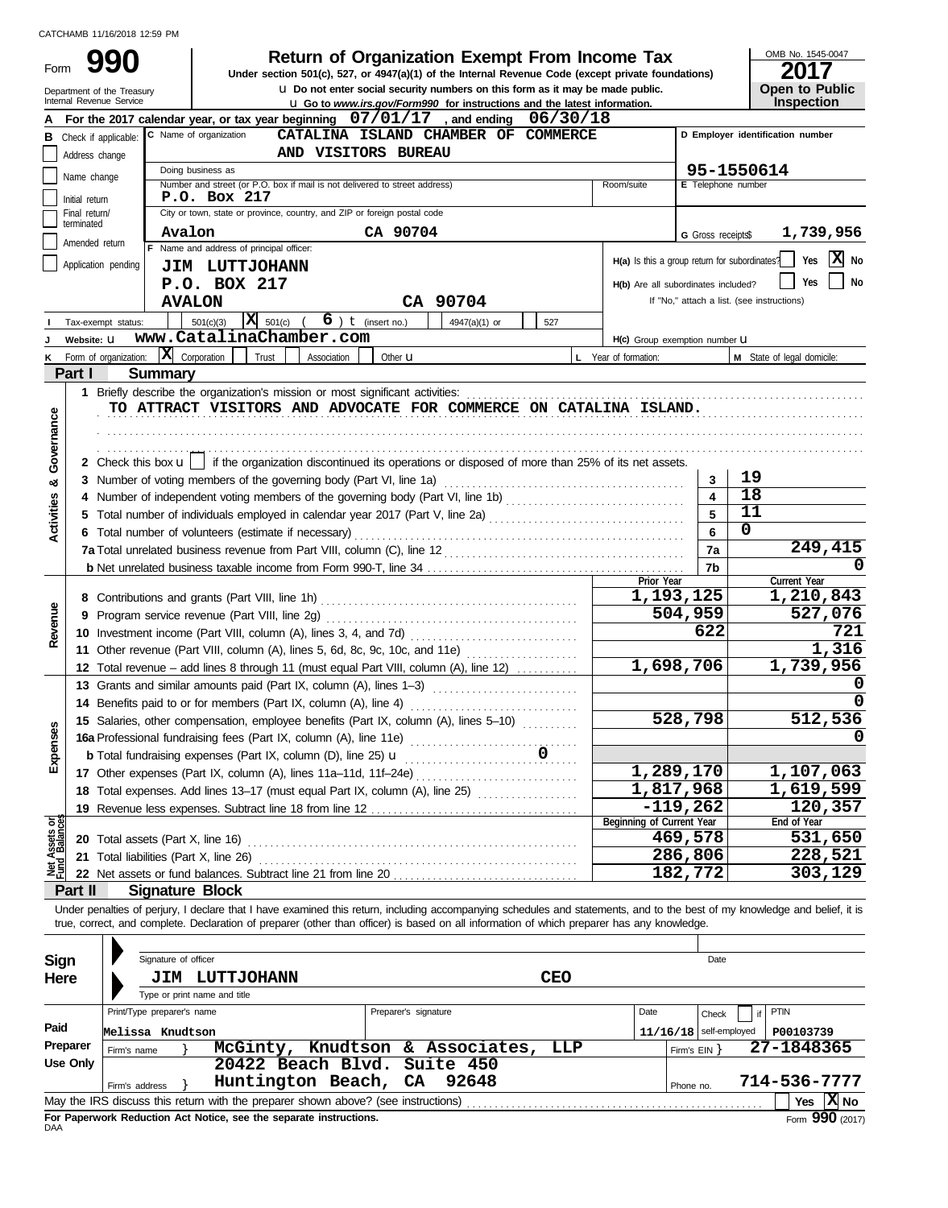CATCHAMB 11/16/2018 12:59 PM

# Form 990

**Return of Organization Exempt From Income Tax**

Under section 501(c), 527, or 4947(a)(1) of the Internal Revenue Code (except private foundations)

u Do not enter social security numbers on this form as it may be made public.

u Go to www.irs.gov/Form990 for instructions and the latest information.

Department of the Treasury
Internal Revenue Service

OMB No. 1545-0047

**2017**

**Open to Public Inspection**

**A** For the 2017 calendar year, or tax year beginning 07/01/17, and ending 06/30/18

**B** Check if applicable: Address change, Name change, Initial return, Final return/terminated, Amended return, Application pending

**C** Name of organization: CATALINA ISLAND CHAMBER OF COMMERCE AND VISITORS BUREAU

Doing business as

Number and street (or P.O. box if mail is not delivered to street address): P.O. Box 217 — Room/suite

City or town, state or province, country, and ZIP or foreign postal code: Avalon CA 90704

**D** Employer identification number: 95-1550614

**E** Telephone number

**G** Gross receipts$ 1,739,956

**F** Name and address of principal officer: JIM LUTTJOHANN, P.O. BOX 217, AVALON CA 90704

H(a) Is this a group return for subordinates? Yes [ ] No [X]

H(b) Are all subordinates included? Yes [ ] No [ ]

If "No," attach a list. (see instructions)

**I** Tax-exempt status: [ ] 501(c)(3) [X] 501(c) ( 6 ) t (insert no.) [ ] 4947(a)(1) or [ ] 527

**J** Website: u www.CatalinaChamber.com

H(c) Group exemption number u

**K** Form of organization: [X] Corporation [ ] Trust [ ] Association [ ] Other u

**L** Year of formation:

**M** State of legal domicile:

## Part I Summary

**Activities & Governance**

1 Briefly describe the organization's mission or most significant activities:
TO ATTRACT VISITORS AND ADVOCATE FOR COMMERCE ON CATALINA ISLAND.

2 Check this box u [ ] if the organization discontinued its operations or disposed of more than 25% of its net assets.

| | | | |
|---|---|---|---|
| 3 | Number of voting members of the governing body (Part VI, line 1a) | 3 | 19 |
| 4 | Number of independent voting members of the governing body (Part VI, line 1b) | 4 | 18 |
| 5 | Total number of individuals employed in calendar year 2017 (Part V, line 2a) | 5 | 11 |
| 6 | Total number of volunteers (estimate if necessary) | 6 | 0 |
| 7a | Total unrelated business revenue from Part VIII, column (C), line 12 | 7a | 249,415 |
| 7b | Net unrelated business taxable income from Form 990-T, line 34 | 7b | 0 |

| | | Prior Year | Current Year |
|---|---|---|---|
| **Revenue** | | | |
| 8 | Contributions and grants (Part VIII, line 1h) | 1,193,125 | 1,210,843 |
| 9 | Program service revenue (Part VIII, line 2g) | 504,959 | 527,076 |
| 10 | Investment income (Part VIII, column (A), lines 3, 4, and 7d) | 622 | 721 |
| 11 | Other revenue (Part VIII, column (A), lines 5, 6d, 8c, 9c, 10c, and 11e) | | 1,316 |
| 12 | Total revenue – add lines 8 through 11 (must equal Part VIII, column (A), line 12) | 1,698,706 | 1,739,956 |
| **Expenses** | | | |
| 13 | Grants and similar amounts paid (Part IX, column (A), lines 1–3) | | 0 |
| 14 | Benefits paid to or for members (Part IX, column (A), line 4) | | 0 |
| 15 | Salaries, other compensation, employee benefits (Part IX, column (A), lines 5–10) | 528,798 | 512,536 |
| 16a | Professional fundraising fees (Part IX, column (A), line 11e) | | 0 |
| b | Total fundraising expenses (Part IX, column (D), line 25) u 0 | | |
| 17 | Other expenses (Part IX, column (A), lines 11a–11d, 11f–24e) | 1,289,170 | 1,107,063 |
| 18 | Total expenses. Add lines 13–17 (must equal Part IX, column (A), line 25) | 1,817,968 | 1,619,599 |
| 19 | Revenue less expenses. Subtract line 18 from line 12 | -119,262 | 120,357 |
| **Net Assets or Fund Balances** | | **Beginning of Current Year** | **End of Year** |
| 20 | Total assets (Part X, line 16) | 469,578 | 531,650 |
| 21 | Total liabilities (Part X, line 26) | 286,806 | 228,521 |
| 22 | Net assets or fund balances. Subtract line 21 from line 20 | 182,772 | 303,129 |

## Part II Signature Block

Under penalties of perjury, I declare that I have examined this return, including accompanying schedules and statements, and to the best of my knowledge and belief, it is true, correct, and complete. Declaration of preparer (other than officer) is based on all information of which preparer has any knowledge.

**Sign Here**

Signature of officer — Date

JIM LUTTJOHANN — CEO

Type or print name and title

| | Print/Type preparer's name | Preparer's signature | Date | Check [ ] if self-employed | PTIN |
|---|---|---|---|---|---|
| **Paid Preparer Use Only** | Melissa Knudtson | | 11/16/18 | | P00103739 |
| | Firm's name } McGinty, Knudtson & Associates, LLP | | | Firm's EIN } | 27-1848365 |
| | Firm's address } 20422 Beach Blvd. Suite 450 Huntington Beach, CA 92648 | | | Phone no. | 714-536-7777 |

May the IRS discuss this return with the preparer shown above? (see instructions) Yes [ ] No [X]

**For Paperwork Reduction Act Notice, see the separate instructions.**

DAA

Form 990 (2017)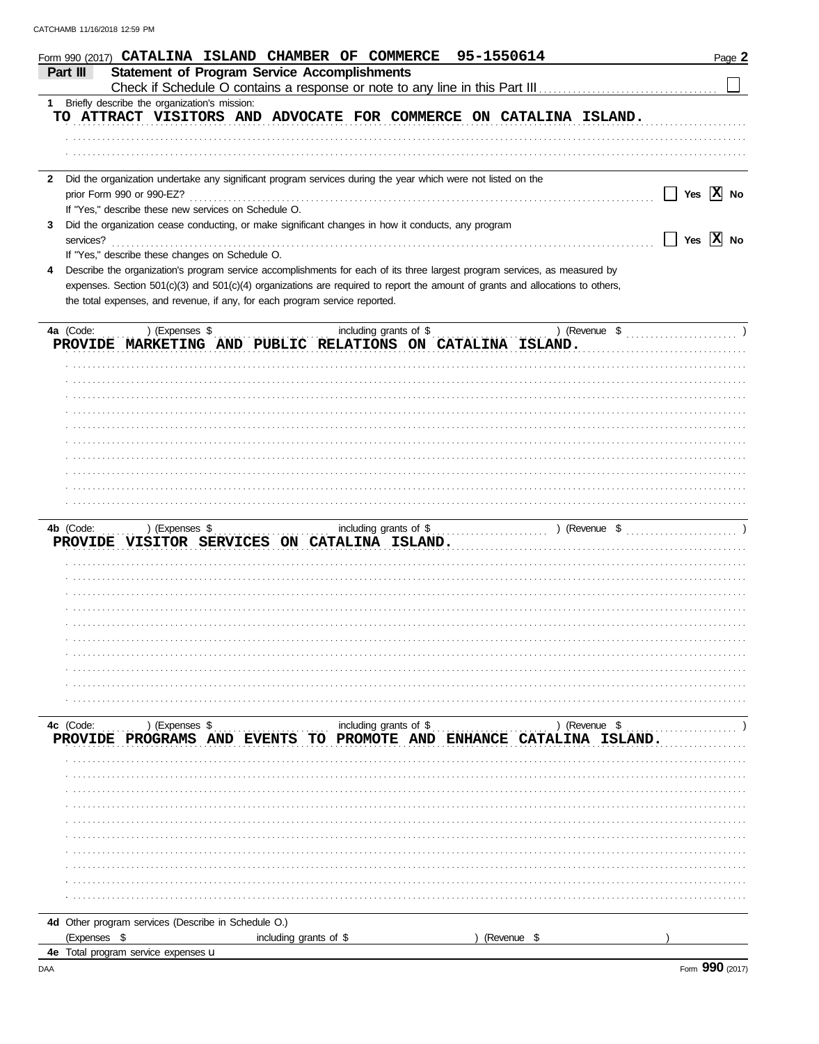Form 990 (2017) **CATALINA ISLAND CHAMBER OF COMMERCE 95-1550614** Page **2**

## Part III Statement of Program Service Accomplishments

Check if Schedule O contains a response or note to any line in this Part III ☐

**1** Briefly describe the organization's mission:

TO ATTRACT VISITORS AND ADVOCATE FOR COMMERCE ON CATALINA ISLAND.

**2** Did the organization undertake any significant program services during the year which were not listed on the prior Form 990 or 990-EZ? ☐ Yes ☒ No

If "Yes," describe these new services on Schedule O.

**3** Did the organization cease conducting, or make significant changes in how it conducts, any program services? ☐ Yes ☒ No

If "Yes," describe these changes on Schedule O.

**4** Describe the organization's program service accomplishments for each of its three largest program services, as measured by expenses. Section 501(c)(3) and 501(c)(4) organizations are required to report the amount of grants and allocations to others, the total expenses, and revenue, if any, for each program service reported.

**4a** (Code: ) (Expenses $ including grants of $ ) (Revenue $ )

PROVIDE MARKETING AND PUBLIC RELATIONS ON CATALINA ISLAND.

**4b** (Code: ) (Expenses $ including grants of $ ) (Revenue $ )

PROVIDE VISITOR SERVICES ON CATALINA ISLAND.

**4c** (Code: ) (Expenses $ including grants of $ ) (Revenue $ )

PROVIDE PROGRAMS AND EVENTS TO PROMOTE AND ENHANCE CATALINA ISLAND.

**4d** Other program services (Describe in Schedule O.)

(Expenses $ including grants of $ ) (Revenue $ )

**4e** Total program service expenses

DAA Form **990** (2017)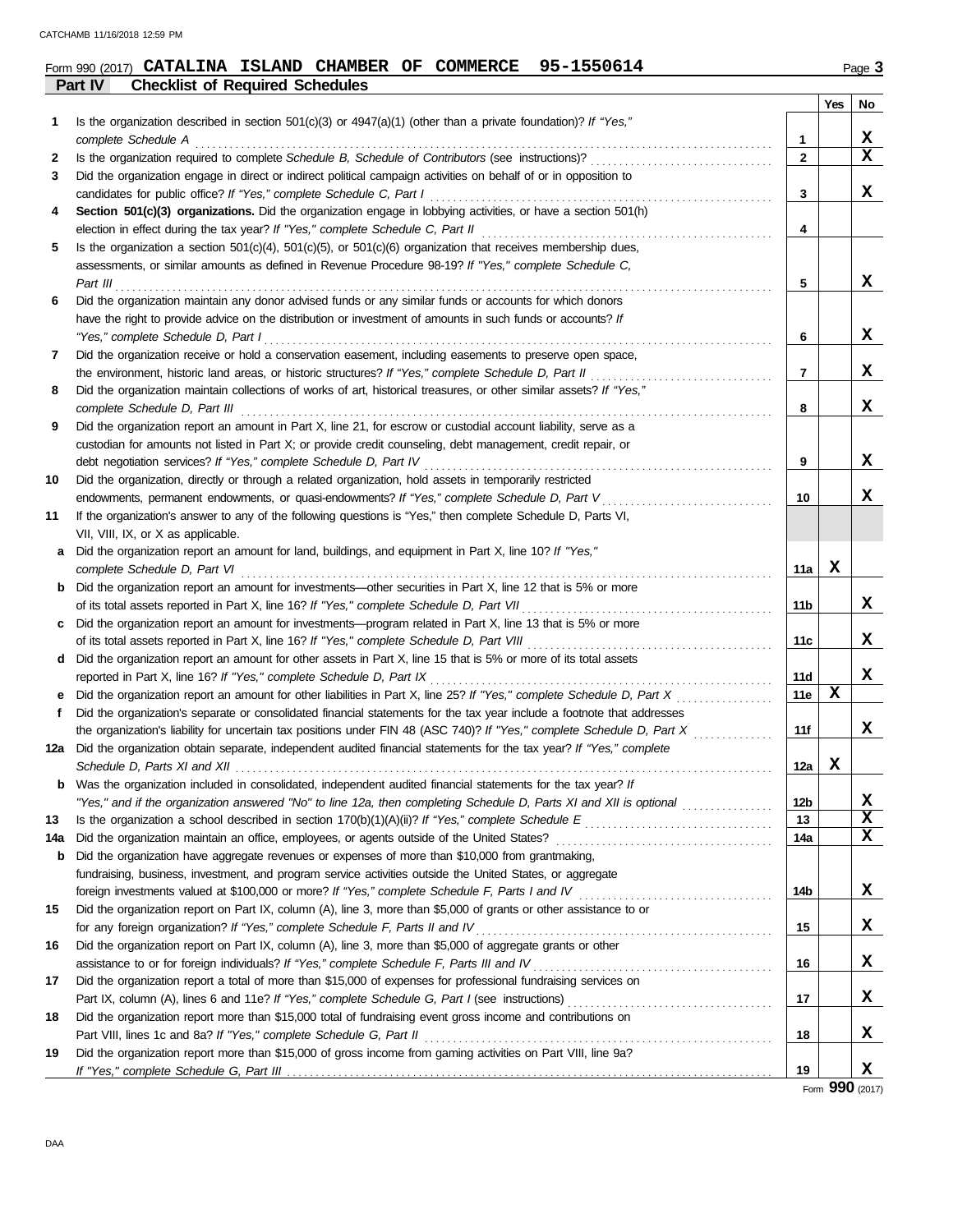Form 990 (2017) **CATALINA ISLAND CHAMBER OF COMMERCE 95-1550614** Page **3**

## Part IV Checklist of Required Schedules

| | | | Yes | No |
|---|---|---|---|---|
| **1** | Is the organization described in section 501(c)(3) or 4947(a)(1) (other than a private foundation)? *If "Yes," complete Schedule A* | **1** | | X |
| **2** | Is the organization required to complete *Schedule B, Schedule of Contributors* (see instructions)? | **2** | | X |
| **3** | Did the organization engage in direct or indirect political campaign activities on behalf of or in opposition to candidates for public office? *If "Yes," complete Schedule C, Part I* | **3** | | X |
| **4** | **Section 501(c)(3) organizations.** Did the organization engage in lobbying activities, or have a section 501(h) election in effect during the tax year? *If "Yes," complete Schedule C, Part II* | **4** | | |
| **5** | Is the organization a section 501(c)(4), 501(c)(5), or 501(c)(6) organization that receives membership dues, assessments, or similar amounts as defined in Revenue Procedure 98-19? *If "Yes," complete Schedule C, Part III* | **5** | | X |
| **6** | Did the organization maintain any donor advised funds or any similar funds or accounts for which donors have the right to provide advice on the distribution or investment of amounts in such funds or accounts? *If "Yes," complete Schedule D, Part I* | **6** | | X |
| **7** | Did the organization receive or hold a conservation easement, including easements to preserve open space, the environment, historic land areas, or historic structures? *If "Yes," complete Schedule D, Part II* | **7** | | X |
| **8** | Did the organization maintain collections of works of art, historical treasures, or other similar assets? *If "Yes," complete Schedule D, Part III* | **8** | | X |
| **9** | Did the organization report an amount in Part X, line 21, for escrow or custodial account liability, serve as a custodian for amounts not listed in Part X; or provide credit counseling, debt management, credit repair, or debt negotiation services? *If "Yes," complete Schedule D, Part IV* | **9** | | X |
| **10** | Did the organization, directly or through a related organization, hold assets in temporarily restricted endowments, permanent endowments, or quasi-endowments? *If "Yes," complete Schedule D, Part V* | **10** | | X |
| **11** | If the organization's answer to any of the following questions is "Yes," then complete Schedule D, Parts VI, VII, VIII, IX, or X as applicable. | | | |
| **a** | Did the organization report an amount for land, buildings, and equipment in Part X, line 10? *If "Yes," complete Schedule D, Part VI* | **11a** | X | |
| **b** | Did the organization report an amount for investments—other securities in Part X, line 12 that is 5% or more of its total assets reported in Part X, line 16? *If "Yes," complete Schedule D, Part VII* | **11b** | | X |
| **c** | Did the organization report an amount for investments—program related in Part X, line 13 that is 5% or more of its total assets reported in Part X, line 16? *If "Yes," complete Schedule D, Part VIII* | **11c** | | X |
| **d** | Did the organization report an amount for other assets in Part X, line 15 that is 5% or more of its total assets reported in Part X, line 16? *If "Yes," complete Schedule D, Part IX* | **11d** | | X |
| **e** | Did the organization report an amount for other liabilities in Part X, line 25? *If "Yes," complete Schedule D, Part X* | **11e** | X | |
| **f** | Did the organization's separate or consolidated financial statements for the tax year include a footnote that addresses the organization's liability for uncertain tax positions under FIN 48 (ASC 740)? *If "Yes," complete Schedule D, Part X* | **11f** | | X |
| **12a** | Did the organization obtain separate, independent audited financial statements for the tax year? *If "Yes," complete Schedule D, Parts XI and XII* | **12a** | X | |
| **b** | Was the organization included in consolidated, independent audited financial statements for the tax year? *If "Yes," and if the organization answered "No" to line 12a, then completing Schedule D, Parts XI and XII is optional* | **12b** | | X |
| **13** | Is the organization a school described in section 170(b)(1)(A)(ii)? *If "Yes," complete Schedule E* | **13** | | X |
| **14a** | Did the organization maintain an office, employees, or agents outside of the United States? | **14a** | | X |
| **b** | Did the organization have aggregate revenues or expenses of more than $10,000 from grantmaking, fundraising, business, investment, and program service activities outside the United States, or aggregate foreign investments valued at $100,000 or more? *If "Yes," complete Schedule F, Parts I and IV* | **14b** | | X |
| **15** | Did the organization report on Part IX, column (A), line 3, more than $5,000 of grants or other assistance to or for any foreign organization? *If "Yes," complete Schedule F, Parts II and IV* | **15** | | X |
| **16** | Did the organization report on Part IX, column (A), line 3, more than $5,000 of aggregate grants or other assistance to or for foreign individuals? *If "Yes," complete Schedule F, Parts III and IV* | **16** | | X |
| **17** | Did the organization report a total of more than $15,000 of expenses for professional fundraising services on Part IX, column (A), lines 6 and 11e? *If "Yes," complete Schedule G, Part I* (see instructions) | **17** | | X |
| **18** | Did the organization report more than $15,000 total of fundraising event gross income and contributions on Part VIII, lines 1c and 8a? *If "Yes," complete Schedule G, Part II* | **18** | | X |
| **19** | Did the organization report more than $15,000 of gross income from gaming activities on Part VIII, line 9a? *If "Yes," complete Schedule G, Part III* | **19** | | X |

Form **990** (2017)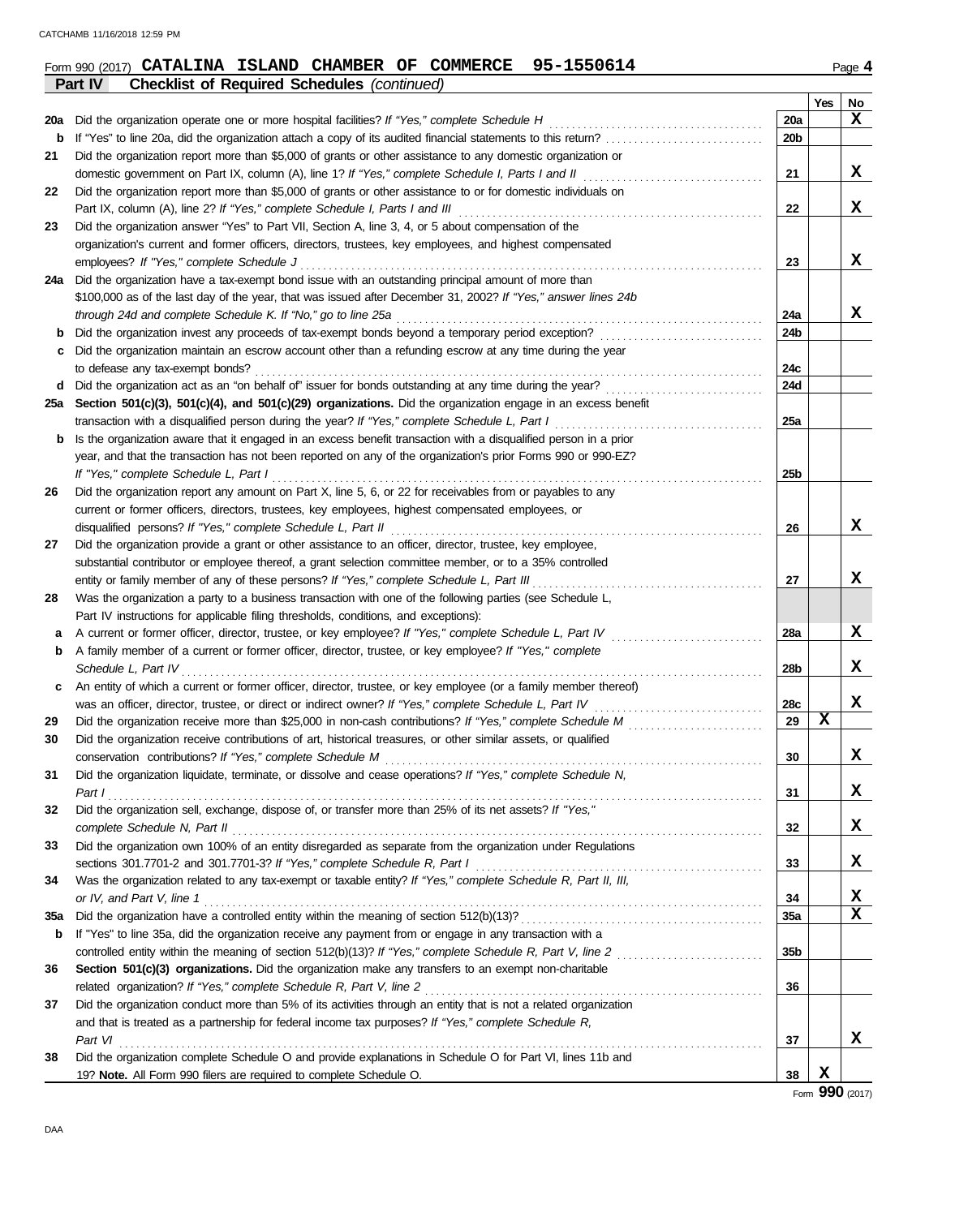Form 990 (2017) **CATALINA ISLAND CHAMBER OF COMMERCE 95-1550614** Page **4**

**Part IV Checklist of Required Schedules** *(continued)*

| | | | Yes | No |
|---|---|---|---|---|
| **20a** | Did the organization operate one or more hospital facilities? *If "Yes," complete Schedule H* | **20a** | | X |
| **b** | If "Yes" to line 20a, did the organization attach a copy of its audited financial statements to this return? | **20b** | | |
| **21** | Did the organization report more than $5,000 of grants or other assistance to any domestic organization or domestic government on Part IX, column (A), line 1? *If "Yes," complete Schedule I, Parts I and II* | **21** | | X |
| **22** | Did the organization report more than $5,000 of grants or other assistance to or for domestic individuals on Part IX, column (A), line 2? *If "Yes," complete Schedule I, Parts I and III* | **22** | | X |
| **23** | Did the organization answer "Yes" to Part VII, Section A, line 3, 4, or 5 about compensation of the organization's current and former officers, directors, trustees, key employees, and highest compensated employees? *If "Yes," complete Schedule J* | **23** | | X |
| **24a** | Did the organization have a tax-exempt bond issue with an outstanding principal amount of more than $100,000 as of the last day of the year, that was issued after December 31, 2002? *If "Yes," answer lines 24b through 24d and complete Schedule K. If "No," go to line 25a* | **24a** | | X |
| **b** | Did the organization invest any proceeds of tax-exempt bonds beyond a temporary period exception? | **24b** | | |
| **c** | Did the organization maintain an escrow account other than a refunding escrow at any time during the year to defease any tax-exempt bonds? | **24c** | | |
| **d** | Did the organization act as an "on behalf of" issuer for bonds outstanding at any time during the year? | **24d** | | |
| **25a** | **Section 501(c)(3), 501(c)(4), and 501(c)(29) organizations.** Did the organization engage in an excess benefit transaction with a disqualified person during the year? *If "Yes," complete Schedule L, Part I* | **25a** | | |
| **b** | Is the organization aware that it engaged in an excess benefit transaction with a disqualified person in a prior year, and that the transaction has not been reported on any of the organization's prior Forms 990 or 990-EZ? *If "Yes," complete Schedule L, Part I* | **25b** | | |
| **26** | Did the organization report any amount on Part X, line 5, 6, or 22 for receivables from or payables to any current or former officers, directors, trustees, key employees, highest compensated employees, or disqualified persons? *If "Yes," complete Schedule L, Part II* | **26** | | X |
| **27** | Did the organization provide a grant or other assistance to an officer, director, trustee, key employee, substantial contributor or employee thereof, a grant selection committee member, or to a 35% controlled entity or family member of any of these persons? *If "Yes," complete Schedule L, Part III* | **27** | | X |
| **28** | Was the organization a party to a business transaction with one of the following parties (see Schedule L, Part IV instructions for applicable filing thresholds, conditions, and exceptions): | | | |
| **a** | A current or former officer, director, trustee, or key employee? *If "Yes," complete Schedule L, Part IV* | **28a** | | X |
| **b** | A family member of a current or former officer, director, trustee, or key employee? *If "Yes," complete Schedule L, Part IV* | **28b** | | X |
| **c** | An entity of which a current or former officer, director, trustee, or key employee (or a family member thereof) was an officer, director, trustee, or direct or indirect owner? *If "Yes," complete Schedule L, Part IV* | **28c** | | X |
| **29** | Did the organization receive more than $25,000 in non-cash contributions? *If "Yes," complete Schedule M* | **29** | X | |
| **30** | Did the organization receive contributions of art, historical treasures, or other similar assets, or qualified conservation contributions? *If "Yes," complete Schedule M* | **30** | | X |
| **31** | Did the organization liquidate, terminate, or dissolve and cease operations? *If "Yes," complete Schedule N, Part I* | **31** | | X |
| **32** | Did the organization sell, exchange, dispose of, or transfer more than 25% of its net assets? *If "Yes," complete Schedule N, Part II* | **32** | | X |
| **33** | Did the organization own 100% of an entity disregarded as separate from the organization under Regulations sections 301.7701-2 and 301.7701-3? *If "Yes," complete Schedule R, Part I* | **33** | | X |
| **34** | Was the organization related to any tax-exempt or taxable entity? *If "Yes," complete Schedule R, Part II, III, or IV, and Part V, line 1* | **34** | | X |
| **35a** | Did the organization have a controlled entity within the meaning of section 512(b)(13)? | **35a** | | X |
| **b** | If "Yes" to line 35a, did the organization receive any payment from or engage in any transaction with a controlled entity within the meaning of section 512(b)(13)? *If "Yes," complete Schedule R, Part V, line 2* | **35b** | | |
| **36** | **Section 501(c)(3) organizations.** Did the organization make any transfers to an exempt non-charitable related organization? *If "Yes," complete Schedule R, Part V, line 2* | **36** | | |
| **37** | Did the organization conduct more than 5% of its activities through an entity that is not a related organization and that is treated as a partnership for federal income tax purposes? *If "Yes," complete Schedule R, Part VI* | **37** | | X |
| **38** | Did the organization complete Schedule O and provide explanations in Schedule O for Part VI, lines 11b and 19? **Note.** All Form 990 filers are required to complete Schedule O. | **38** | X | |

Form **990** (2017)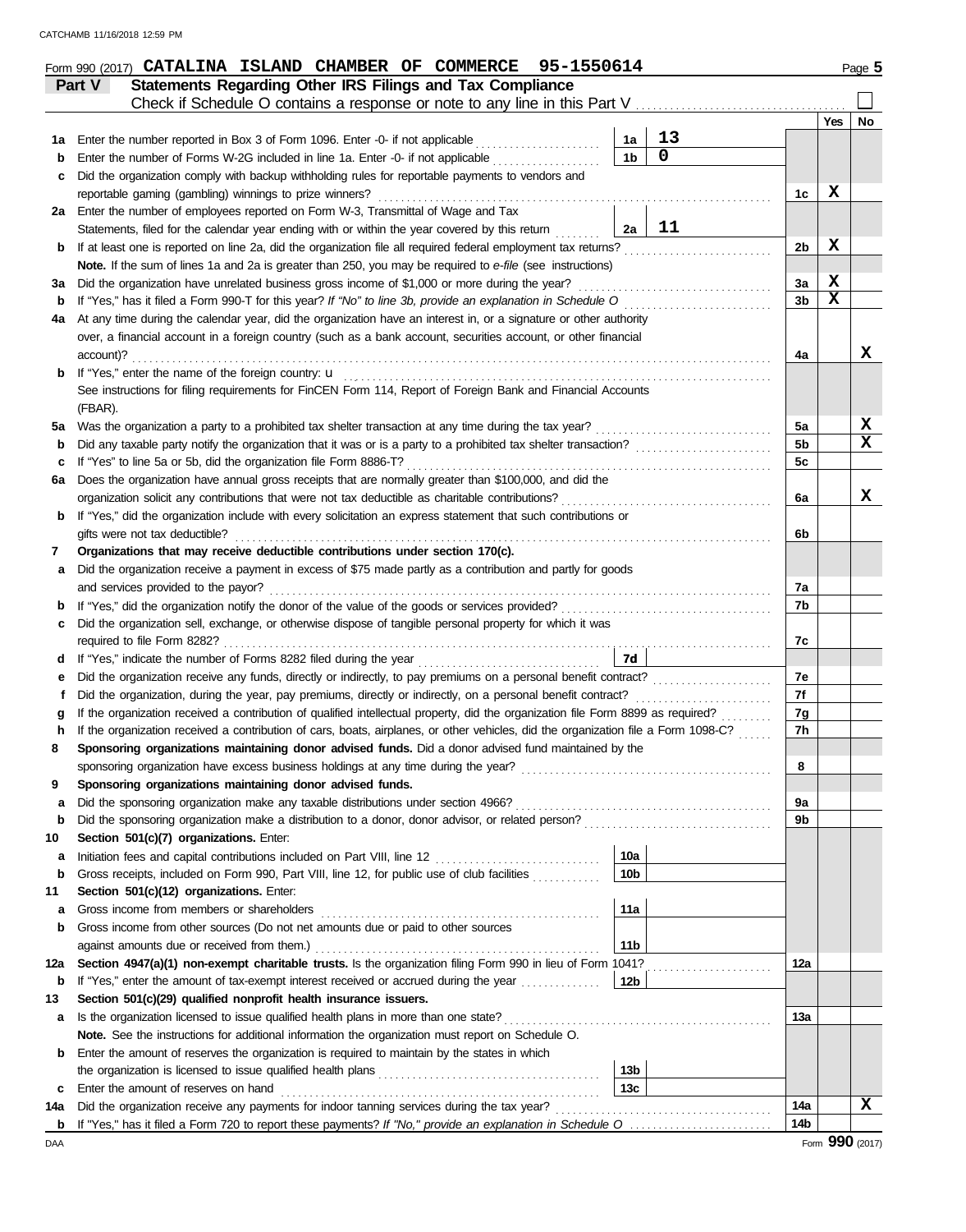Form 990 (2017) **CATALINA ISLAND CHAMBER OF COMMERCE 95-1550614** Page **5**

## Part V Statements Regarding Other IRS Filings and Tax Compliance

Check if Schedule O contains a response or note to any line in this Part V ☐

| | | | | | Yes | No |
|---|---|---|---|---|---|---|
| **1a** | Enter the number reported in Box 3 of Form 1096. Enter -0- if not applicable | 1a | 13 | | | |
| **b** | Enter the number of Forms W-2G included in line 1a. Enter -0- if not applicable | 1b | 0 | | | |
| **c** | Did the organization comply with backup withholding rules for reportable payments to vendors and reportable gaming (gambling) winnings to prize winners? | | | 1c | X | |
| **2a** | Enter the number of employees reported on Form W-3, Transmittal of Wage and Tax Statements, filed for the calendar year ending with or within the year covered by this return | 2a | 11 | | | |
| **b** | If at least one is reported on line 2a, did the organization file all required federal employment tax returns? | | | 2b | X | |
| | **Note.** If the sum of lines 1a and 2a is greater than 250, you may be required to *e-file* (see instructions) | | | | | |
| **3a** | Did the organization have unrelated business gross income of $1,000 or more during the year? | | | 3a | X | |
| **b** | If "Yes," has it filed a Form 990-T for this year? *If "No" to line 3b, provide an explanation in Schedule O* | | | 3b | X | |
| **4a** | At any time during the calendar year, did the organization have an interest in, or a signature or other authority over, a financial account in a foreign country (such as a bank account, securities account, or other financial account)? | | | 4a | | X |
| **b** | If "Yes," enter the name of the foreign country: u<br>See instructions for filing requirements for FinCEN Form 114, Report of Foreign Bank and Financial Accounts (FBAR). | | | | | |
| **5a** | Was the organization a party to a prohibited tax shelter transaction at any time during the tax year? | | | 5a | | X |
| **b** | Did any taxable party notify the organization that it was or is a party to a prohibited tax shelter transaction? | | | 5b | | X |
| **c** | If "Yes" to line 5a or 5b, did the organization file Form 8886-T? | | | 5c | | |
| **6a** | Does the organization have annual gross receipts that are normally greater than $100,000, and did the organization solicit any contributions that were not tax deductible as charitable contributions? | | | 6a | | X |
| **b** | If "Yes," did the organization include with every solicitation an express statement that such contributions or gifts were not tax deductible? | | | 6b | | |
| **7** | **Organizations that may receive deductible contributions under section 170(c).** | | | | | |
| **a** | Did the organization receive a payment in excess of $75 made partly as a contribution and partly for goods and services provided to the payor? | | | 7a | | |
| **b** | If "Yes," did the organization notify the donor of the value of the goods or services provided? | | | 7b | | |
| **c** | Did the organization sell, exchange, or otherwise dispose of tangible personal property for which it was required to file Form 8282? | | | 7c | | |
| **d** | If "Yes," indicate the number of Forms 8282 filed during the year | 7d | | | | |
| **e** | Did the organization receive any funds, directly or indirectly, to pay premiums on a personal benefit contract? | | | 7e | | |
| **f** | Did the organization, during the year, pay premiums, directly or indirectly, on a personal benefit contract? | | | 7f | | |
| **g** | If the organization received a contribution of qualified intellectual property, did the organization file Form 8899 as required? | | | 7g | | |
| **h** | If the organization received a contribution of cars, boats, airplanes, or other vehicles, did the organization file a Form 1098-C? | | | 7h | | |
| **8** | **Sponsoring organizations maintaining donor advised funds.** Did a donor advised fund maintained by the sponsoring organization have excess business holdings at any time during the year? | | | 8 | | |
| **9** | **Sponsoring organizations maintaining donor advised funds.** | | | | | |
| **a** | Did the sponsoring organization make any taxable distributions under section 4966? | | | 9a | | |
| **b** | Did the sponsoring organization make a distribution to a donor, donor advisor, or related person? | | | 9b | | |
| **10** | **Section 501(c)(7) organizations.** Enter: | | | | | |
| **a** | Initiation fees and capital contributions included on Part VIII, line 12 | 10a | | | | |
| **b** | Gross receipts, included on Form 990, Part VIII, line 12, for public use of club facilities | 10b | | | | |
| **11** | **Section 501(c)(12) organizations.** Enter: | | | | | |
| **a** | Gross income from members or shareholders | 11a | | | | |
| **b** | Gross income from other sources (Do not net amounts due or paid to other sources against amounts due or received from them.) | 11b | | | | |
| **12a** | **Section 4947(a)(1) non-exempt charitable trusts.** Is the organization filing Form 990 in lieu of Form 1041? | | | 12a | | |
| **b** | If "Yes," enter the amount of tax-exempt interest received or accrued during the year | 12b | | | | |
| **13** | **Section 501(c)(29) qualified nonprofit health insurance issuers.** | | | | | |
| **a** | Is the organization licensed to issue qualified health plans in more than one state?<br>**Note.** See the instructions for additional information the organization must report on Schedule O. | | | 13a | | |
| **b** | Enter the amount of reserves the organization is required to maintain by the states in which the organization is licensed to issue qualified health plans | 13b | | | | |
| **c** | Enter the amount of reserves on hand | 13c | | | | |
| **14a** | Did the organization receive any payments for indoor tanning services during the tax year? | | | 14a | | X |
| **b** | If "Yes," has it filed a Form 720 to report these payments? *If "No," provide an explanation in Schedule O* | | | 14b | | |

Form **990** (2017)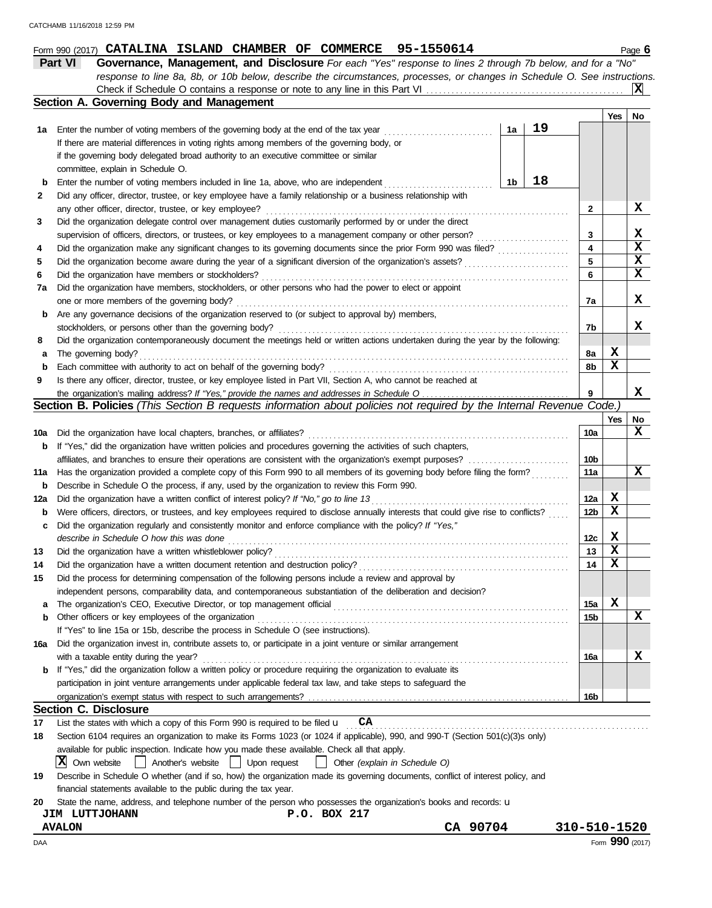CATCHAMB 11/16/2018 12:59 PM

Form 990 (2017) **CATALINA ISLAND CHAMBER OF COMMERCE 95-1550614** Page **6**

## Part VI Governance, Management, and Disclosure

*For each "Yes" response to lines 2 through 7b below, and for a "No" response to line 8a, 8b, or 10b below, describe the circumstances, processes, or changes in Schedule O. See instructions.*

Check if Schedule O contains a response or note to any line in this Part VI . . . . . . . . . . . . **X**

### Section A. Governing Body and Management

| | | | | Line | Yes | No |
|---|---|---|---|---|---|---|
| **1a** | Enter the number of voting members of the governing body at the end of the tax year . . . . . If there are material differences in voting rights among members of the governing body, or if the governing body delegated broad authority to an executive committee or similar committee, explain in Schedule O. | 1a | 19 | | | |
| **b** | Enter the number of voting members included in line 1a, above, who are independent . . . . . | 1b | 18 | | | |
| **2** | Did any officer, director, trustee, or key employee have a family relationship or a business relationship with any other officer, director, trustee, or key employee? | | | 2 | | X |
| **3** | Did the organization delegate control over management duties customarily performed by or under the direct supervision of officers, directors, or trustees, or key employees to a management company or other person? | | | 3 | | X |
| **4** | Did the organization make any significant changes to its governing documents since the prior Form 990 was filed? | | | 4 | | X |
| **5** | Did the organization become aware during the year of a significant diversion of the organization's assets? | | | 5 | | X |
| **6** | Did the organization have members or stockholders? | | | 6 | | X |
| **7a** | Did the organization have members, stockholders, or other persons who had the power to elect or appoint one or more members of the governing body? | | | 7a | | X |
| **b** | Are any governance decisions of the organization reserved to (or subject to approval by) members, stockholders, or persons other than the governing body? | | | 7b | | X |
| **8** | Did the organization contemporaneously document the meetings held or written actions undertaken during the year by the following: | | | | | |
| **a** | The governing body? | | | 8a | X | |
| **b** | Each committee with authority to act on behalf of the governing body? | | | 8b | X | |
| **9** | Is there any officer, director, trustee, or key employee listed in Part VII, Section A, who cannot be reached at the organization's mailing address? *If "Yes," provide the names and addresses in Schedule O* | | | 9 | | X |

### Section B. Policies *(This Section B requests information about policies not required by the Internal Revenue Code.)*

| | | Line | Yes | No |
|---|---|---|---|---|
| **10a** | Did the organization have local chapters, branches, or affiliates? | 10a | | X |
| **b** | If "Yes," did the organization have written policies and procedures governing the activities of such chapters, affiliates, and branches to ensure their operations are consistent with the organization's exempt purposes? | 10b | | |
| **11a** | Has the organization provided a complete copy of this Form 990 to all members of its governing body before filing the form? | 11a | | X |
| **b** | Describe in Schedule O the process, if any, used by the organization to review this Form 990. | | | |
| **12a** | Did the organization have a written conflict of interest policy? *If "No," go to line 13* | 12a | X | |
| **b** | Were officers, directors, or trustees, and key employees required to disclose annually interests that could give rise to conflicts? | 12b | X | |
| **c** | Did the organization regularly and consistently monitor and enforce compliance with the policy? *If "Yes," describe in Schedule O how this was done* | 12c | X | |
| **13** | Did the organization have a written whistleblower policy? | 13 | X | |
| **14** | Did the organization have a written document retention and destruction policy? | 14 | X | |
| **15** | Did the process for determining compensation of the following persons include a review and approval by independent persons, comparability data, and contemporaneous substantiation of the deliberation and decision? | | | |
| **a** | The organization's CEO, Executive Director, or top management official | 15a | X | |
| **b** | Other officers or key employees of the organization | 15b | | X |
| | If "Yes" to line 15a or 15b, describe the process in Schedule O (see instructions). | | | |
| **16a** | Did the organization invest in, contribute assets to, or participate in a joint venture or similar arrangement with a taxable entity during the year? | 16a | | X |
| **b** | If "Yes," did the organization follow a written policy or procedure requiring the organization to evaluate its participation in joint venture arrangements under applicable federal tax law, and take steps to safeguard the organization's exempt status with respect to such arrangements? | 16b | | |

### Section C. Disclosure

**17** List the states with which a copy of this Form 990 is required to be filed u **CA**

**18** Section 6104 requires an organization to make its Forms 1023 (or 1024 if applicable), 990, and 990-T (Section 501(c)(3)s only) available for public inspection. Indicate how you made these available. Check all that apply.

[X] Own website [ ] Another's website [ ] Upon request [ ] Other *(explain in Schedule O)*

**19** Describe in Schedule O whether (and if so, how) the organization made its governing documents, conflict of interest policy, and financial statements available to the public during the tax year.

**20** State the name, address, and telephone number of the person who possesses the organization's books and records: u

**JIM LUTTJOHANN** **P.O. BOX 217**
**AVALON** **CA 90704** **310-510-1520**

DAA Form **990** (2017)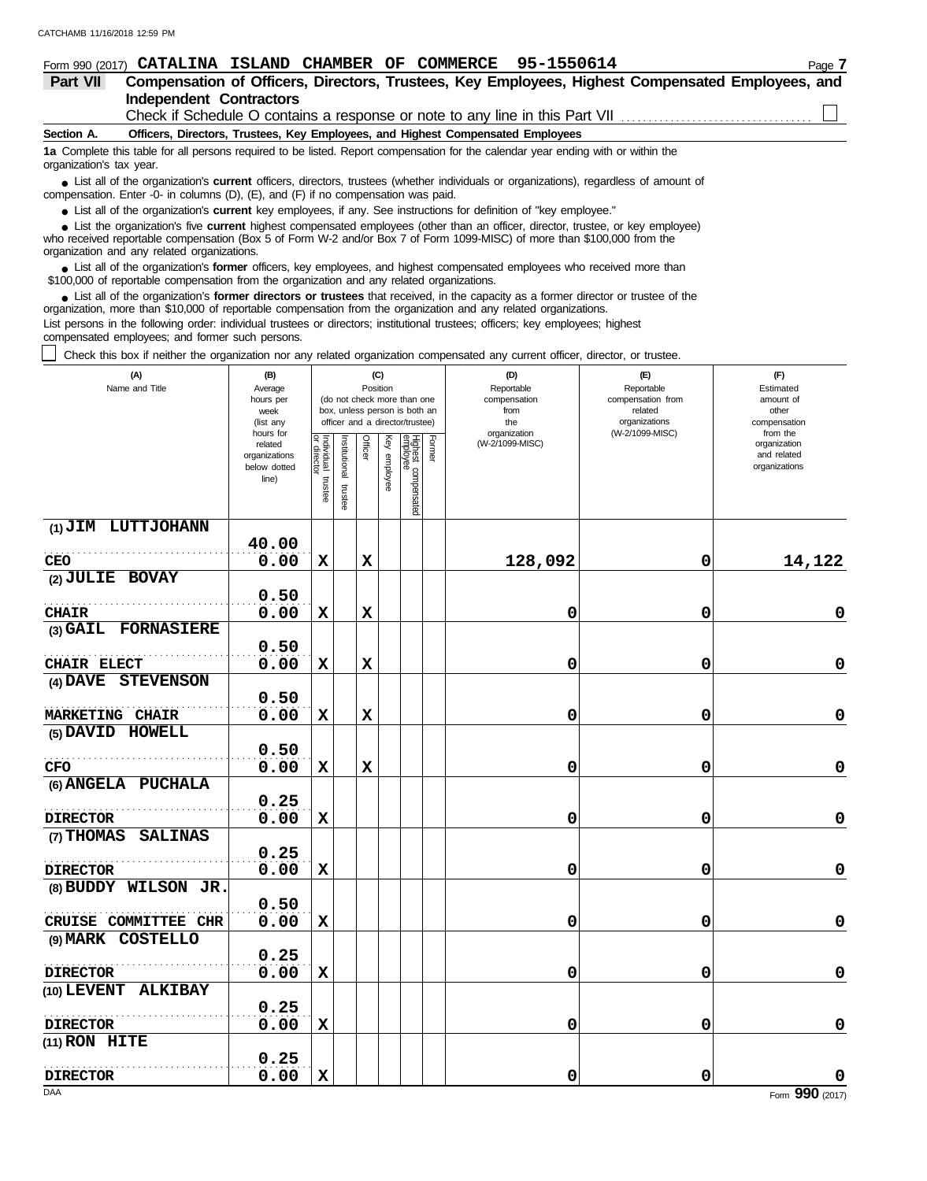Form 990 (2017) **CATALINA ISLAND CHAMBER OF COMMERCE 95-1550614** Page **7**

## Part VII Compensation of Officers, Directors, Trustees, Key Employees, Highest Compensated Employees, and Independent Contractors

Check if Schedule O contains a response or note to any line in this Part VII ☐

### Section A. Officers, Directors, Trustees, Key Employees, and Highest Compensated Employees

**1a** Complete this table for all persons required to be listed. Report compensation for the calendar year ending with or within the organization's tax year.

- List all of the organization's **current** officers, directors, trustees (whether individuals or organizations), regardless of amount of compensation. Enter -0- in columns (D), (E), and (F) if no compensation was paid.
- List all of the organization's **current** key employees, if any. See instructions for definition of "key employee."
- List the organization's five **current** highest compensated employees (other than an officer, director, trustee, or key employee) who received reportable compensation (Box 5 of Form W-2 and/or Box 7 of Form 1099-MISC) of more than $100,000 from the organization and any related organizations.
- List all of the organization's **former** officers, key employees, and highest compensated employees who received more than $100,000 of reportable compensation from the organization and any related organizations.
- List all of the organization's **former directors or trustees** that received, in the capacity as a former director or trustee of the organization, more than $10,000 of reportable compensation from the organization and any related organizations.

List persons in the following order: individual trustees or directors; institutional trustees; officers; key employees; highest compensated employees; and former such persons.

☐ Check this box if neither the organization nor any related organization compensated any current officer, director, or trustee.

| (A) Name and Title | (B) Average hours per week (list any hours for related organizations below dotted line) | (C) Position: Individual trustee or director | Institutional trustee | Officer | Key employee | Highest compensated employee | Former | (D) Reportable compensation from the organization (W-2/1099-MISC) | (E) Reportable compensation from related organizations (W-2/1099-MISC) | (F) Estimated amount of other compensation from the organization and related organizations |
|---|---|---|---|---|---|---|---|---|---|---|
| (1) JIM LUTTJOHANN<br>CEO | 40.00<br>0.00 | X | | X | | | | 128,092 | 0 | 14,122 |
| (2) JULIE BOVAY<br>CHAIR | 0.50<br>0.00 | X | | X | | | | 0 | 0 | 0 |
| (3) GAIL FORNASIERE<br>CHAIR ELECT | 0.50<br>0.00 | X | | X | | | | 0 | 0 | 0 |
| (4) DAVE STEVENSON<br>MARKETING CHAIR | 0.50<br>0.00 | X | | X | | | | 0 | 0 | 0 |
| (5) DAVID HOWELL<br>CFO | 0.50<br>0.00 | X | | X | | | | 0 | 0 | 0 |
| (6) ANGELA PUCHALA<br>DIRECTOR | 0.25<br>0.00 | X | | | | | | 0 | 0 | 0 |
| (7) THOMAS SALINAS<br>DIRECTOR | 0.25<br>0.00 | X | | | | | | 0 | 0 | 0 |
| (8) BUDDY WILSON JR.<br>CRUISE COMMITTEE CHR | 0.50<br>0.00 | X | | | | | | 0 | 0 | 0 |
| (9) MARK COSTELLO<br>DIRECTOR | 0.25<br>0.00 | X | | | | | | 0 | 0 | 0 |
| (10) LEVENT ALKIBAY<br>DIRECTOR | 0.25<br>0.00 | X | | | | | | 0 | 0 | 0 |
| (11) RON HITE<br>DIRECTOR | 0.25<br>0.00 | X | | | | | | 0 | 0 | 0 |

Form **990** (2017)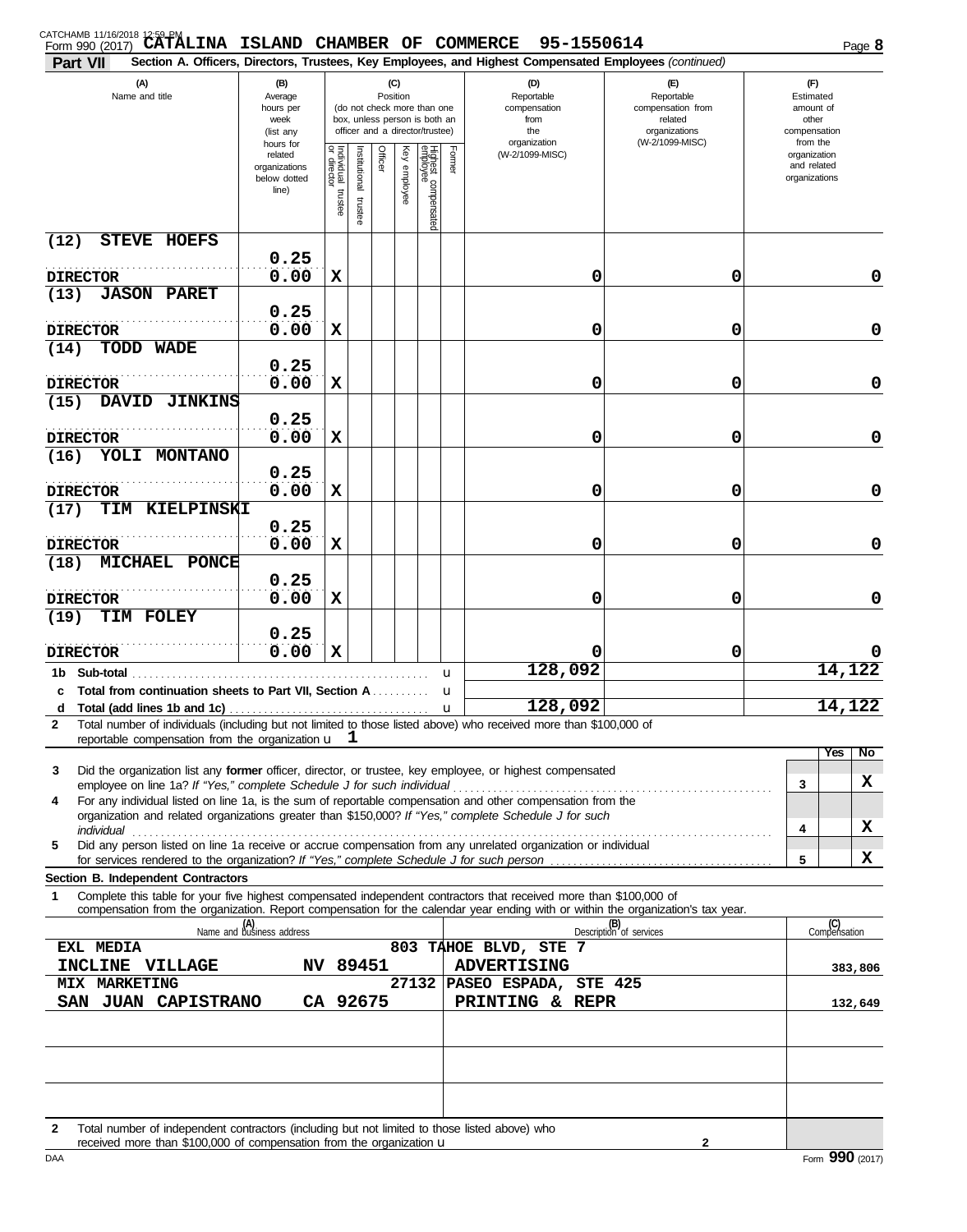CATALINA ISLAND CHAMBER OF COMMERCE 95-1550614

Form 990 (2017)

**Part VII** Section A. Officers, Directors, Trustees, Key Employees, and Highest Compensated Employees *(continued)*

| (A) Name and title | (B) Average hours per week (list any hours for related organizations below dotted line) | (C) Position: Individual trustee or director | Institutional trustee | Officer | Key employee | Highest compensated employee | Former | (D) Reportable compensation from the organization (W-2/1099-MISC) | (E) Reportable compensation from related organizations (W-2/1099-MISC) | (F) Estimated amount of other compensation from the organization and related organizations |
|---|---|---|---|---|---|---|---|---|---|---|
| (12) STEVE HOEFS<br>DIRECTOR | 0.25<br>0.00 | X | | | | | | 0 | 0 | 0 |
| (13) JASON PARET<br>DIRECTOR | 0.25<br>0.00 | X | | | | | | 0 | 0 | 0 |
| (14) TODD WADE<br>DIRECTOR | 0.25<br>0.00 | X | | | | | | 0 | 0 | 0 |
| (15) DAVID JINKINS<br>DIRECTOR | 0.25<br>0.00 | X | | | | | | 0 | 0 | 0 |
| (16) YOLI MONTANO<br>DIRECTOR | 0.25<br>0.00 | X | | | | | | 0 | 0 | 0 |
| (17) TIM KIELPINSKI<br>DIRECTOR | 0.25<br>0.00 | X | | | | | | 0 | 0 | 0 |
| (18) MICHAEL PONCE<br>DIRECTOR | 0.25<br>0.00 | X | | | | | | 0 | 0 | 0 |
| (19) TIM FOLEY<br>DIRECTOR | 0.25<br>0.00 | X | | | | | | 0 | 0 | 0 |
| **1b Sub-total** | | | | | | | | 128,092 | | 14,122 |
| **c Total from continuation sheets to Part VII, Section A** | | | | | | | | | | |
| **d Total (add lines 1b and 1c)** | | | | | | | | 128,092 | | 14,122 |

**2** Total number of individuals (including but not limited to those listed above) who received more than $100,000 of reportable compensation from the organization: **1**

| | | Yes | No |
|---|---|---|---|
| **3** Did the organization list any **former** officer, director, or trustee, key employee, or highest compensated employee on line 1a? *If "Yes," complete Schedule J for such individual* | 3 | | X |
| **4** For any individual listed on line 1a, is the sum of reportable compensation and other compensation from the organization and related organizations greater than $150,000? *If "Yes," complete Schedule J for such individual* | 4 | | X |
| **5** Did any person listed on line 1a receive or accrue compensation from any unrelated organization or individual for services rendered to the organization? *If "Yes," complete Schedule J for such person* | 5 | | X |

**Section B. Independent Contractors**

**1** Complete this table for your five highest compensated independent contractors that received more than $100,000 of compensation from the organization. Report compensation for the calendar year ending with or within the organization's tax year.

| (A) Name and business address | (B) Description of services | (C) Compensation |
|---|---|---|
| EXL MEDIA 803 TAHOE BLVD, STE 7<br>INCLINE VILLAGE NV 89451 | ADVERTISING | 383,806 |
| MIX MARKETING 27132 PASEO ESPADA, STE 425<br>SAN JUAN CAPISTRANO CA 92675 | PRINTING & REPR | 132,649 |
| | | |
| | | |
| | | |

**2** Total number of independent contractors (including but not limited to those listed above) who received more than $100,000 of compensation from the organization: **2**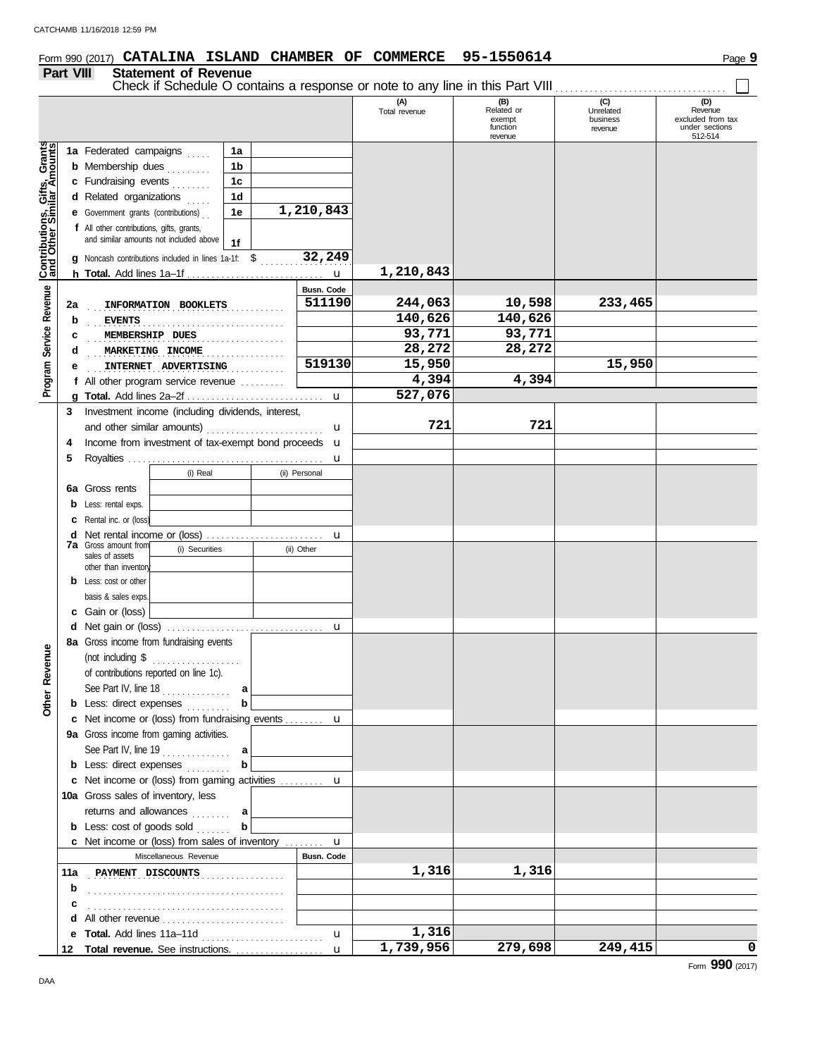Form 990 (2017) **CATALINA ISLAND CHAMBER OF COMMERCE 95-1550614**

## Part VIII Statement of Revenue

Check if Schedule O contains a response or note to any line in this Part VIII ☐

| | | | (A) Total revenue | (B) Related or exempt function revenue | (C) Unrelated business revenue | (D) Revenue excluded from tax under sections 512-514 |
|---|---|---|---|---|---|---|
| **Contributions, Gifts, Grants and Other Similar Amounts** | | | | | | |
| 1a | Federated campaigns | 1a | | | | |
| b | Membership dues | 1b | | | | |
| c | Fundraising events | 1c | | | | |
| d | Related organizations | 1d | | | | |
| e | Government grants (contributions) | 1e 1,210,843 | | | | |
| f | All other contributions, gifts, grants, and similar amounts not included above | 1f | | | | |
| g | Noncash contributions included in lines 1a-1f: $ 32,249 | | | | | |
| h | **Total.** Add lines 1a–1f | | 1,210,843 | | | |
| **Program Service Revenue** | | Busn. Code | | | | |
| 2a | INFORMATION BOOKLETS | 511190 | 244,063 | 10,598 | 233,465 | |
| b | EVENTS | | 140,626 | 140,626 | | |
| c | MEMBERSHIP DUES | | 93,771 | 93,771 | | |
| d | MARKETING INCOME | | 28,272 | 28,272 | | |
| e | INTERNET ADVERTISING | 519130 | 15,950 | | 15,950 | |
| f | All other program service revenue | | 4,394 | 4,394 | | |
| g | **Total.** Add lines 2a–2f | | 527,076 | | | |
| 3 | Investment income (including dividends, interest, and other similar amounts) | | 721 | 721 | | |
| 4 | Income from investment of tax-exempt bond proceeds | | | | | |
| 5 | Royalties | | | | | |
| | | (i) Real / (ii) Personal | | | | |
| 6a | Gross rents | | | | | |
| b | Less: rental exps. | | | | | |
| c | Rental inc. or (loss) | | | | | |
| d | Net rental income or (loss) | | | | | |
| | | (i) Securities / (ii) Other | | | | |
| 7a | Gross amount from sales of assets other than inventory | | | | | |
| b | Less: cost or other basis & sales exps. | | | | | |
| c | Gain or (loss) | | | | | |
| d | Net gain or (loss) | | | | | |
| **Other Revenue** | | | | | | |
| 8a | Gross income from fundraising events (not including $ .......... of contributions reported on line 1c). See Part IV, line 18 | a | | | | |
| b | Less: direct expenses | b | | | | |
| c | Net income or (loss) from fundraising events | | | | | |
| 9a | Gross income from gaming activities. See Part IV, line 19 | a | | | | |
| b | Less: direct expenses | b | | | | |
| c | Net income or (loss) from gaming activities | | | | | |
| 10a | Gross sales of inventory, less returns and allowances | a | | | | |
| b | Less: cost of goods sold | b | | | | |
| c | Net income or (loss) from sales of inventory | | | | | |
| | Miscellaneous Revenue | Busn. Code | | | | |
| 11a | PAYMENT DISCOUNTS | | 1,316 | 1,316 | | |
| b | | | | | | |
| c | | | | | | |
| d | All other revenue | | | | | |
| e | **Total.** Add lines 11a–11d | | 1,316 | | | |
| 12 | **Total revenue.** See instructions. | | 1,739,956 | 279,698 | 249,415 | 0 |

Form **990** (2017)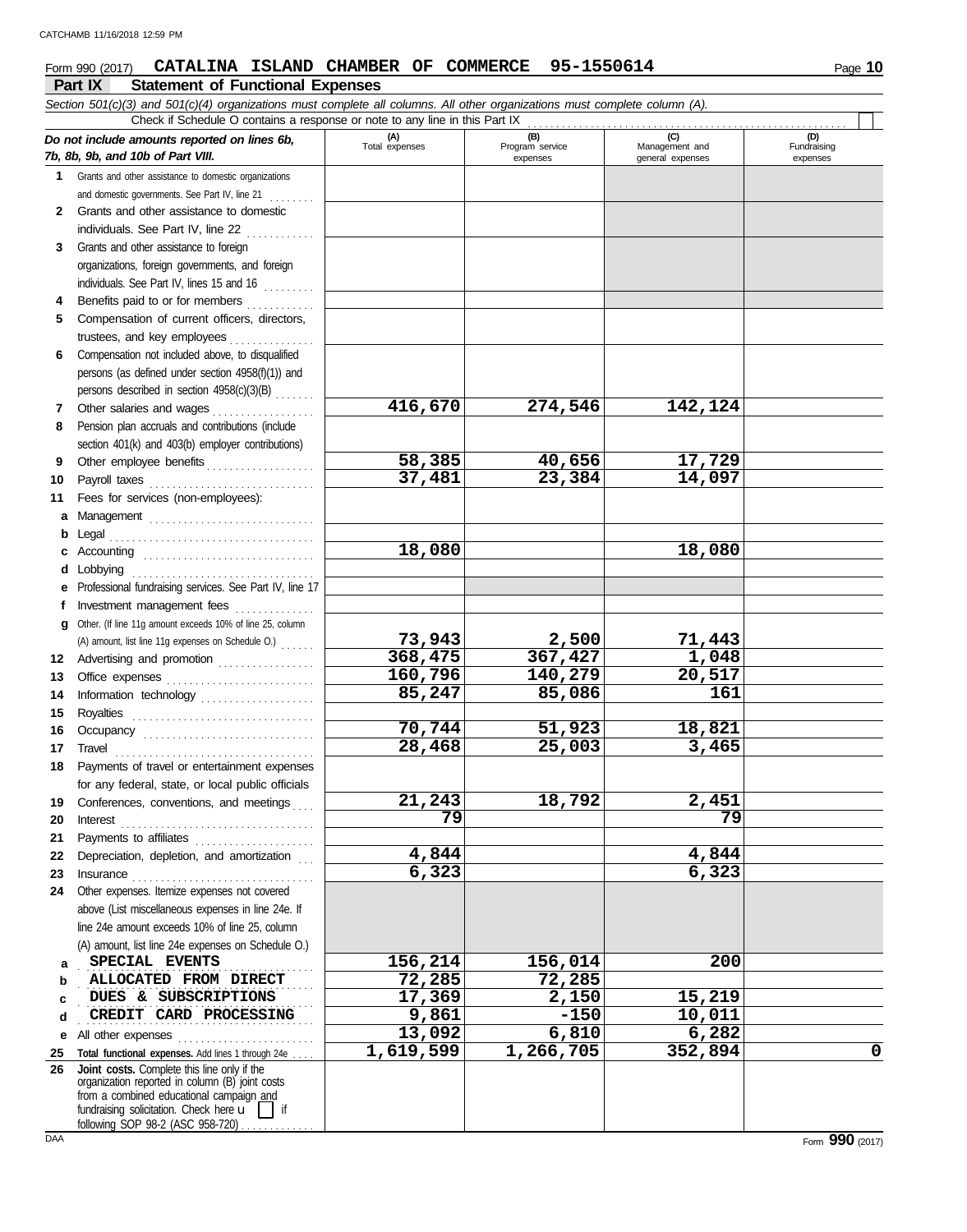Form 990 (2017) **CATALINA ISLAND CHAMBER OF COMMERCE 95-1550614** Page **10**

## Part IX Statement of Functional Expenses

*Section 501(c)(3) and 501(c)(4) organizations must complete all columns. All other organizations must complete column (A).*

Check if Schedule O contains a response or note to any line in this Part IX

| *Do not include amounts reported on lines 6b, 7b, 8b, 9b, and 10b of Part VIII.* | (A) Total expenses | (B) Program service expenses | (C) Management and general expenses | (D) Fundraising expenses |
|---|---|---|---|---|
| **1** Grants and other assistance to domestic organizations and domestic governments. See Part IV, line 21 | | | | |
| **2** Grants and other assistance to domestic individuals. See Part IV, line 22 | | | | |
| **3** Grants and other assistance to foreign organizations, foreign governments, and foreign individuals. See Part IV, lines 15 and 16 | | | | |
| **4** Benefits paid to or for members | | | | |
| **5** Compensation of current officers, directors, trustees, and key employees | | | | |
| **6** Compensation not included above, to disqualified persons (as defined under section 4958(f)(1)) and persons described in section 4958(c)(3)(B) | | | | |
| **7** Other salaries and wages | 416,670 | 274,546 | 142,124 | |
| **8** Pension plan accruals and contributions (include section 401(k) and 403(b) employer contributions) | | | | |
| **9** Other employee benefits | 58,385 | 40,656 | 17,729 | |
| **10** Payroll taxes | 37,481 | 23,384 | 14,097 | |
| **11** Fees for services (non-employees): | | | | |
| **a** Management | | | | |
| **b** Legal | | | | |
| **c** Accounting | 18,080 | | 18,080 | |
| **d** Lobbying | | | | |
| **e** Professional fundraising services. See Part IV, line 17 | | | | |
| **f** Investment management fees | | | | |
| **g** Other. (If line 11g amount exceeds 10% of line 25, column (A) amount, list line 11g expenses on Schedule O.) | 73,943 | 2,500 | 71,443 | |
| **12** Advertising and promotion | 368,475 | 367,427 | 1,048 | |
| **13** Office expenses | 160,796 | 140,279 | 20,517 | |
| **14** Information technology | 85,247 | 85,086 | 161 | |
| **15** Royalties | | | | |
| **16** Occupancy | 70,744 | 51,923 | 18,821 | |
| **17** Travel | 28,468 | 25,003 | 3,465 | |
| **18** Payments of travel or entertainment expenses for any federal, state, or local public officials | | | | |
| **19** Conferences, conventions, and meetings | 21,243 | 18,792 | 2,451 | |
| **20** Interest | 79 | | 79 | |
| **21** Payments to affiliates | | | | |
| **22** Depreciation, depletion, and amortization | 4,844 | | 4,844 | |
| **23** Insurance | 6,323 | | 6,323 | |
| **24** Other expenses. Itemize expenses not covered above (List miscellaneous expenses in line 24e. If line 24e amount exceeds 10% of line 25, column (A) amount, list line 24e expenses on Schedule O.) | | | | |
| **a** SPECIAL EVENTS | 156,214 | 156,014 | 200 | |
| **b** ALLOCATED FROM DIRECT | 72,285 | 72,285 | | |
| **c** DUES & SUBSCRIPTIONS | 17,369 | 2,150 | 15,219 | |
| **d** CREDIT CARD PROCESSING | 9,861 | -150 | 10,011 | |
| **e** All other expenses | 13,092 | 6,810 | 6,282 | |
| **25** **Total functional expenses.** Add lines 1 through 24e | 1,619,599 | 1,266,705 | 352,894 | 0 |
| **26** **Joint costs.** Complete this line only if the organization reported in column (B) joint costs from a combined educational campaign and fundraising solicitation. Check here ☐ if following SOP 98-2 (ASC 958-720) | | | | |

Form **990** (2017)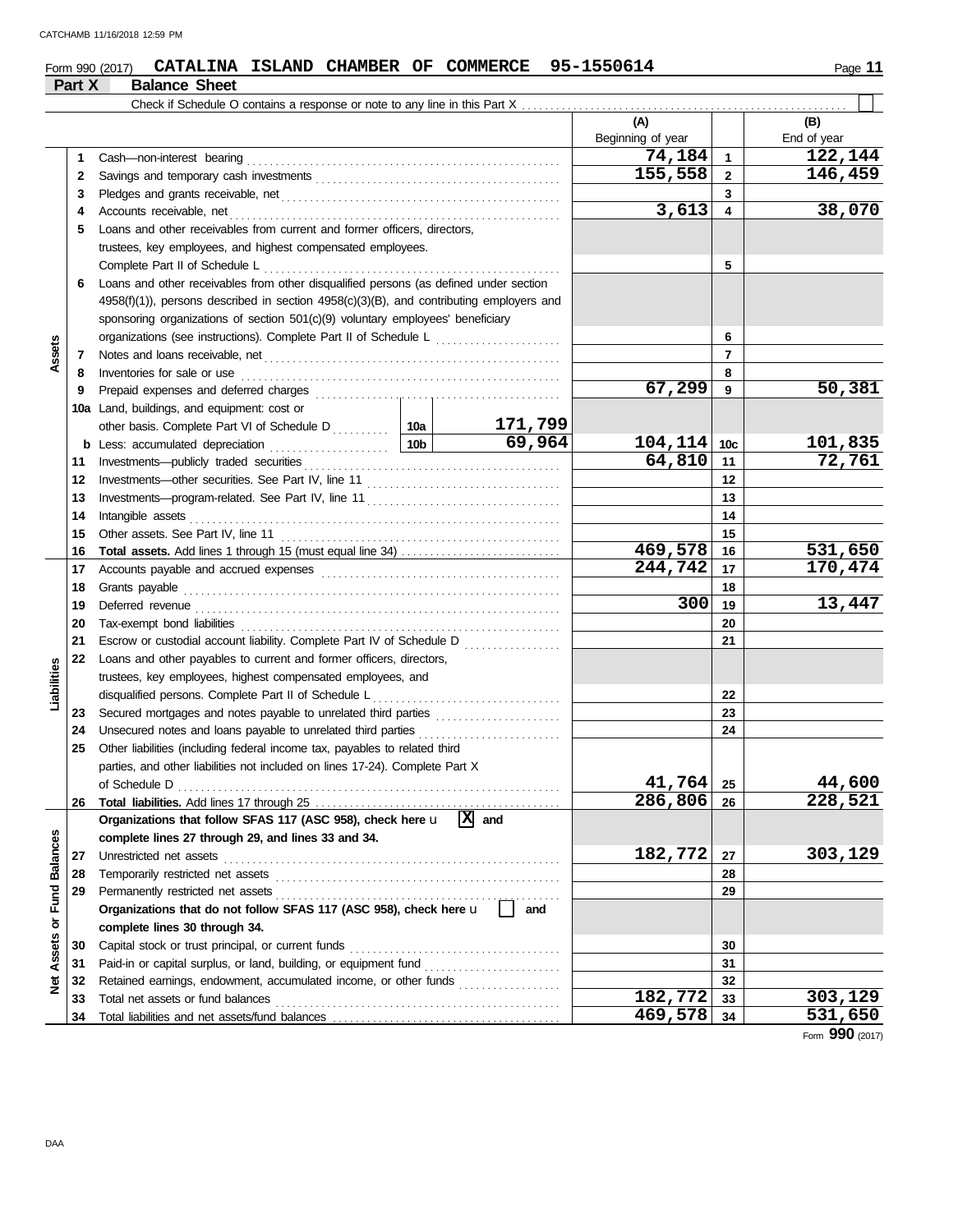Form 990 (2017) **CATALINA ISLAND CHAMBER OF COMMERCE 95-1550614**

## Part X Balance Sheet

Check if Schedule O contains a response or note to any line in this Part X ☐

| | | | | | (A) Beginning of year | | (B) End of year |
|---|---|---|---|---|---|---|---|
| **Assets** | 1 | Cash—non-interest bearing | | | 74,184 | 1 | 122,144 |
| | 2 | Savings and temporary cash investments | | | 155,558 | 2 | 146,459 |
| | 3 | Pledges and grants receivable, net | | | | 3 | |
| | 4 | Accounts receivable, net | | | 3,613 | 4 | 38,070 |
| | 5 | Loans and other receivables from current and former officers, directors, trustees, key employees, and highest compensated employees. Complete Part II of Schedule L | | | | 5 | |
| | 6 | Loans and other receivables from other disqualified persons (as defined under section 4958(f)(1)), persons described in section 4958(c)(3)(B), and contributing employers and sponsoring organizations of section 501(c)(9) voluntary employees' beneficiary organizations (see instructions). Complete Part II of Schedule L | | | | 6 | |
| | 7 | Notes and loans receivable, net | | | | 7 | |
| | 8 | Inventories for sale or use | | | | 8 | |
| | 9 | Prepaid expenses and deferred charges | | | 67,299 | 9 | 50,381 |
| | 10a | Land, buildings, and equipment: cost or other basis. Complete Part VI of Schedule D | 10a | 171,799 | | | |
| | b | Less: accumulated depreciation | 10b | 69,964 | 104,114 | 10c | 101,835 |
| | 11 | Investments—publicly traded securities | | | 64,810 | 11 | 72,761 |
| | 12 | Investments—other securities. See Part IV, line 11 | | | | 12 | |
| | 13 | Investments—program-related. See Part IV, line 11 | | | | 13 | |
| | 14 | Intangible assets | | | | 14 | |
| | 15 | Other assets. See Part IV, line 11 | | | | 15 | |
| | 16 | **Total assets.** Add lines 1 through 15 (must equal line 34) | | | 469,578 | 16 | 531,650 |
| **Liabilities** | 17 | Accounts payable and accrued expenses | | | 244,742 | 17 | 170,474 |
| | 18 | Grants payable | | | | 18 | |
| | 19 | Deferred revenue | | | 300 | 19 | 13,447 |
| | 20 | Tax-exempt bond liabilities | | | | 20 | |
| | 21 | Escrow or custodial account liability. Complete Part IV of Schedule D | | | | 21 | |
| | 22 | Loans and other payables to current and former officers, directors, trustees, key employees, highest compensated employees, and disqualified persons. Complete Part II of Schedule L | | | | 22 | |
| | 23 | Secured mortgages and notes payable to unrelated third parties | | | | 23 | |
| | 24 | Unsecured notes and loans payable to unrelated third parties | | | | 24 | |
| | 25 | Other liabilities (including federal income tax, payables to related third parties, and other liabilities not included on lines 17-24). Complete Part X of Schedule D | | | 41,764 | 25 | 44,600 |
| | 26 | **Total liabilities.** Add lines 17 through 25 | | | 286,806 | 26 | 228,521 |
| **Net Assets or Fund Balances** | | **Organizations that follow SFAS 117 (ASC 958), check here** ☒ **and complete lines 27 through 29, and lines 33 and 34.** | | | | | |
| | 27 | Unrestricted net assets | | | 182,772 | 27 | 303,129 |
| | 28 | Temporarily restricted net assets | | | | 28 | |
| | 29 | Permanently restricted net assets | | | | 29 | |
| | | **Organizations that do not follow SFAS 117 (ASC 958), check here** ☐ **and complete lines 30 through 34.** | | | | | |
| | 30 | Capital stock or trust principal, or current funds | | | | 30 | |
| | 31 | Paid-in or capital surplus, or land, building, or equipment fund | | | | 31 | |
| | 32 | Retained earnings, endowment, accumulated income, or other funds | | | | 32 | |
| | 33 | Total net assets or fund balances | | | 182,772 | 33 | 303,129 |
| | 34 | Total liabilities and net assets/fund balances | | | 469,578 | 34 | 531,650 |

Form **990** (2017)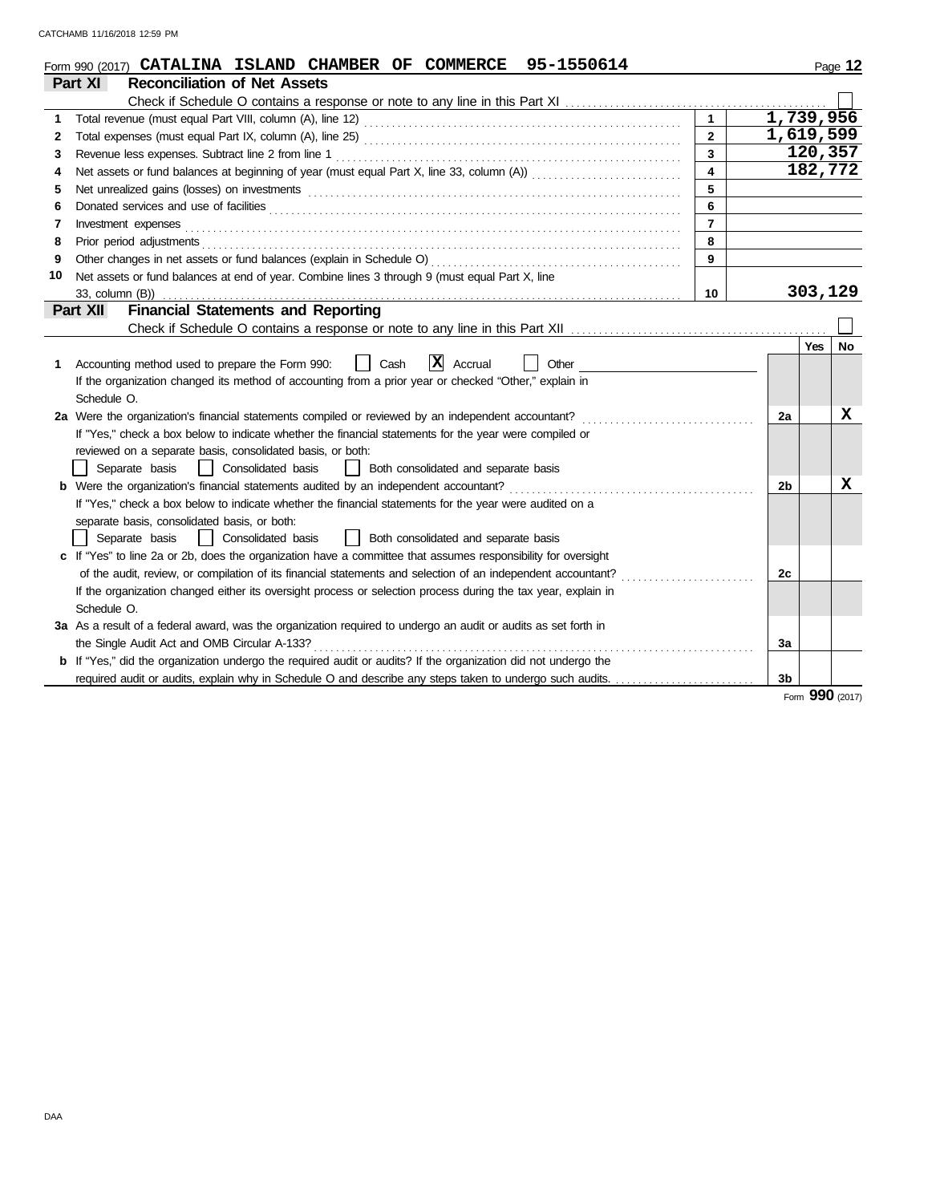Form 990 (2017) **CATALINA ISLAND CHAMBER OF COMMERCE 95-1550614**

## Part XI Reconciliation of Net Assets

Check if Schedule O contains a response or note to any line in this Part XI ☐

| | | | |
|---|---|---|---|
| 1 | Total revenue (must equal Part VIII, column (A), line 12) | 1 | 1,739,956 |
| 2 | Total expenses (must equal Part IX, column (A), line 25) | 2 | 1,619,599 |
| 3 | Revenue less expenses. Subtract line 2 from line 1 | 3 | 120,357 |
| 4 | Net assets or fund balances at beginning of year (must equal Part X, line 33, column (A)) | 4 | 182,772 |
| 5 | Net unrealized gains (losses) on investments | 5 | |
| 6 | Donated services and use of facilities | 6 | |
| 7 | Investment expenses | 7 | |
| 8 | Prior period adjustments | 8 | |
| 9 | Other changes in net assets or fund balances (explain in Schedule O) | 9 | |
| 10 | Net assets or fund balances at end of year. Combine lines 3 through 9 (must equal Part X, line 33, column (B)) | 10 | 303,129 |

## Part XII Financial Statements and Reporting

Check if Schedule O contains a response or note to any line in this Part XII ☐

| | | | Yes | No |
|---|---|---|---|---|
| 1 | Accounting method used to prepare the Form 990: ☐ Cash ☒ Accrual ☐ Other<br>If the organization changed its method of accounting from a prior year or checked "Other," explain in Schedule O. | | | |
| 2a | Were the organization's financial statements compiled or reviewed by an independent accountant?<br>If "Yes," check a box below to indicate whether the financial statements for the year were compiled or reviewed on a separate basis, consolidated basis, or both:<br>☐ Separate basis ☐ Consolidated basis ☐ Both consolidated and separate basis | 2a | | X |
| b | Were the organization's financial statements audited by an independent accountant?<br>If "Yes," check a box below to indicate whether the financial statements for the year were audited on a separate basis, consolidated basis, or both:<br>☐ Separate basis ☐ Consolidated basis ☐ Both consolidated and separate basis | 2b | | X |
| c | If "Yes" to line 2a or 2b, does the organization have a committee that assumes responsibility for oversight of the audit, review, or compilation of its financial statements and selection of an independent accountant?<br>If the organization changed either its oversight process or selection process during the tax year, explain in Schedule O. | 2c | | |
| 3a | As a result of a federal award, was the organization required to undergo an audit or audits as set forth in the Single Audit Act and OMB Circular A-133? | 3a | | |
| b | If "Yes," did the organization undergo the required audit or audits? If the organization did not undergo the required audit or audits, explain why in Schedule O and describe any steps taken to undergo such audits. | 3b | | |

Form **990** (2017)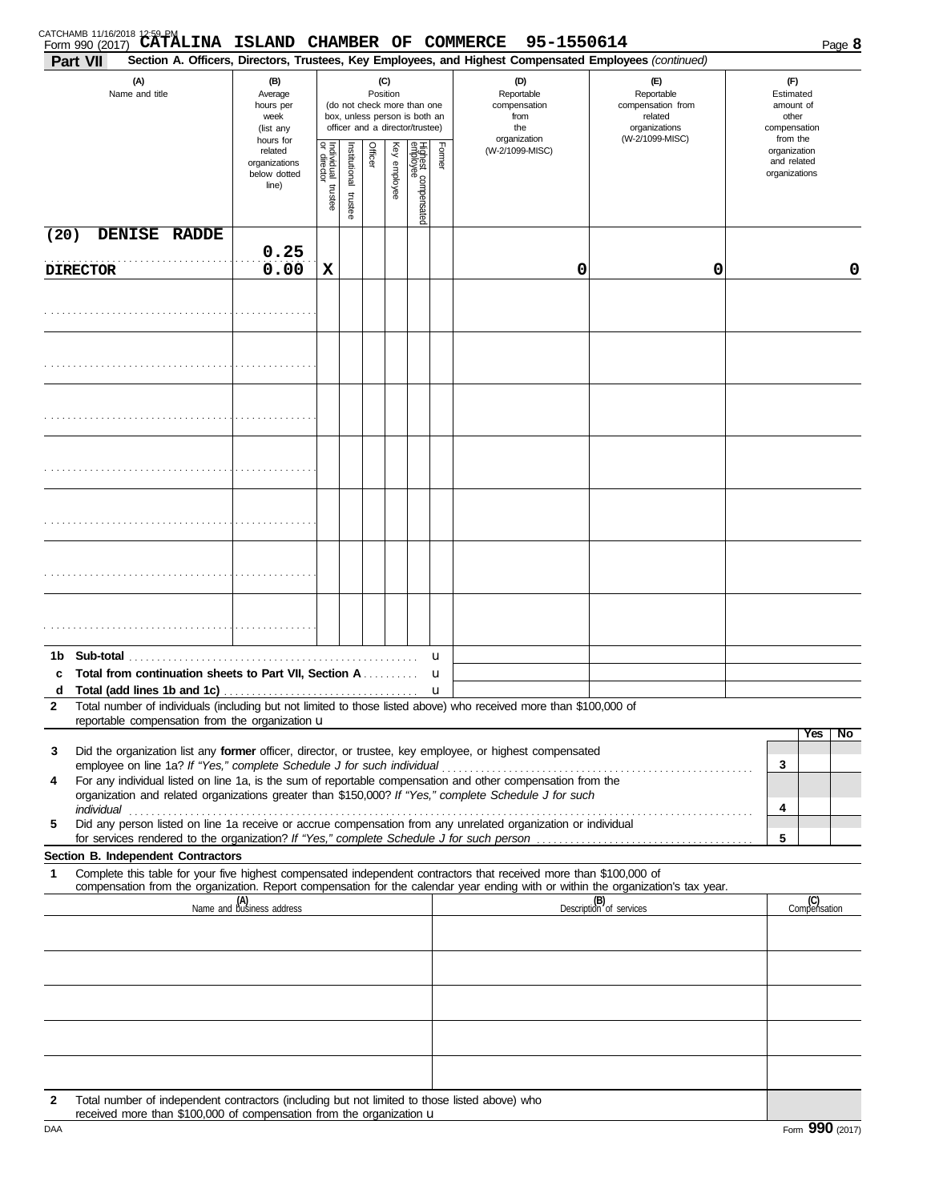CATCHAMB 11/16/2018 12:59 PM

Form 990 (2017) **CATALINA ISLAND CHAMBER OF COMMERCE 95-1550614**

**Part VII** **Section A. Officers, Directors, Trustees, Key Employees, and Highest Compensated Employees** *(continued)*

| (A) Name and title | (B) Average hours per week (list any hours for related organizations below dotted line) | (C) Position: Individual trustee or director | Institutional trustee | Officer | Key employee | Highest compensated employee | Former | (D) Reportable compensation from the organization (W-2/1099-MISC) | (E) Reportable compensation from related organizations (W-2/1099-MISC) | (F) Estimated amount of other compensation from the organization and related organizations |
|---|---|---|---|---|---|---|---|---|---|---|
| (20) DENISE RADDE<br>DIRECTOR | 0.25<br>0.00 | X | | | | | | 0 | 0 | 0 |
| | | | | | | | | | | |
| | | | | | | | | | | |
| | | | | | | | | | | |
| | | | | | | | | | | |
| | | | | | | | | | | |
| | | | | | | | | | | |
| | | | | | | | | | | |

**1b Sub-total** . . . . . . u

**c Total from continuation sheets to Part VII, Section A** . . . . . u

**d Total (add lines 1b and 1c)** . . . . . u

**2** Total number of individuals (including but not limited to those listed above) who received more than $100,000 of reportable compensation from the organization u

| | | | Yes | No |
|---|---|---|---|---|
| 3 | Did the organization list any **former** officer, director, or trustee, key employee, or highest compensated employee on line 1a? *If "Yes," complete Schedule J for such individual* | 3 | | |
| 4 | For any individual listed on line 1a, is the sum of reportable compensation and other compensation from the organization and related organizations greater than $150,000? *If "Yes," complete Schedule J for such individual* | 4 | | |
| 5 | Did any person listed on line 1a receive or accrue compensation from any unrelated organization or individual for services rendered to the organization? *If "Yes," complete Schedule J for such person* | 5 | | |

**Section B. Independent Contractors**

**1** Complete this table for your five highest compensated independent contractors that received more than $100,000 of compensation from the organization. Report compensation for the calendar year ending with or within the organization's tax year.

| (A) Name and business address | (B) Description of services | (C) Compensation |
|---|---|---|
| | | |
| | | |
| | | |
| | | |
| | | |

**2** Total number of independent contractors (including but not limited to those listed above) who received more than $100,000 of compensation from the organization u

DAA Form **990** (2017)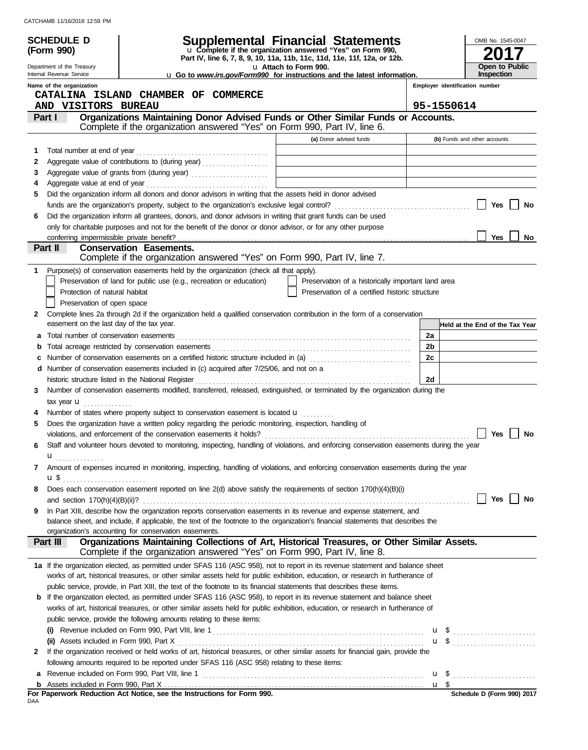**SCHEDULE D (Form 990)**

Department of the Treasury
Internal Revenue Service

# Supplemental Financial Statements

u Complete if the organization answered "Yes" on Form 990, Part IV, line 6, 7, 8, 9, 10, 11a, 11b, 11c, 11d, 11e, 11f, 12a, or 12b.
u Attach to Form 990.
u Go to *www.irs.gov/Form990* for instructions and the latest information.

OMB No. 1545-0047
**2017**
**Open to Public Inspection**

Name of the organization: CATALINA ISLAND CHAMBER OF COMMERCE AND VISITORS BUREAU

Employer identification number: 95-1550614

## Part I Organizations Maintaining Donor Advised Funds or Other Similar Funds or Accounts.
Complete if the organization answered "Yes" on Form 990, Part IV, line 6.

| | | (a) Donor advised funds | (b) Funds and other accounts |
|---|---|---|---|
| 1 | Total number at end of year | | |
| 2 | Aggregate value of contributions to (during year) | | |
| 3 | Aggregate value of grants from (during year) | | |
| 4 | Aggregate value at end of year | | |

5 Did the organization inform all donors and donor advisors in writing that the assets held in donor advised funds are the organization's property, subject to the organization's exclusive legal control? ☐ Yes ☐ No

6 Did the organization inform all grantees, donors, and donor advisors in writing that grant funds can be used only for charitable purposes and not for the benefit of the donor or donor advisor, or for any other purpose conferring impermissible private benefit? ☐ Yes ☐ No

## Part II Conservation Easements.
Complete if the organization answered "Yes" on Form 990, Part IV, line 7.

1 Purpose(s) of conservation easements held by the organization (check all that apply).

- ☐ Preservation of land for public use (e.g., recreation or education)
- ☐ Preservation of a historically important land area
- ☐ Protection of natural habitat
- ☐ Preservation of a certified historic structure
- ☐ Preservation of open space

2 Complete lines 2a through 2d if the organization held a qualified conservation contribution in the form of a conservation easement on the last day of the tax year.

| | | | Held at the End of the Tax Year |
|---|---|---|---|
| a | Total number of conservation easements | 2a | |
| b | Total acreage restricted by conservation easements | 2b | |
| c | Number of conservation easements on a certified historic structure included in (a) | 2c | |
| d | Number of conservation easements included in (c) acquired after 7/25/06, and not on a historic structure listed in the National Register | 2d | |

3 Number of conservation easements modified, transferred, released, extinguished, or terminated by the organization during the tax year u

4 Number of states where property subject to conservation easement is located u

5 Does the organization have a written policy regarding the periodic monitoring, inspection, handling of violations, and enforcement of the conservation easements it holds? ☐ Yes ☐ No

6 Staff and volunteer hours devoted to monitoring, inspecting, handling of violations, and enforcing conservation easements during the year u

7 Amount of expenses incurred in monitoring, inspecting, handling of violations, and enforcing conservation easements during the year u $

8 Does each conservation easement reported on line 2(d) above satisfy the requirements of section 170(h)(4)(B)(i) and section 170(h)(4)(B)(ii)? ☐ Yes ☐ No

9 In Part XIII, describe how the organization reports conservation easements in its revenue and expense statement, and balance sheet, and include, if applicable, the text of the footnote to the organization's financial statements that describes the organization's accounting for conservation easements.

## Part III Organizations Maintaining Collections of Art, Historical Treasures, or Other Similar Assets.
Complete if the organization answered "Yes" on Form 990, Part IV, line 8.

1a If the organization elected, as permitted under SFAS 116 (ASC 958), not to report in its revenue statement and balance sheet works of art, historical treasures, or other similar assets held for public exhibition, education, or research in furtherance of public service, provide, in Part XIII, the text of the footnote to its financial statements that describes these items.

b If the organization elected, as permitted under SFAS 116 (ASC 958), to report in its revenue statement and balance sheet works of art, historical treasures, or other similar assets held for public exhibition, education, or research in furtherance of public service, provide the following amounts relating to these items:

(i) Revenue included on Form 990, Part VIII, line 1 u $

(ii) Assets included in Form 990, Part X u $

2 If the organization received or held works of art, historical treasures, or other similar assets for financial gain, provide the following amounts required to be reported under SFAS 116 (ASC 958) relating to these items:

a Revenue included on Form 990, Part VIII, line 1 u $

b Assets included in Form 990, Part X u $

**For Paperwork Reduction Act Notice, see the Instructions for Form 990.** Schedule D (Form 990) 2017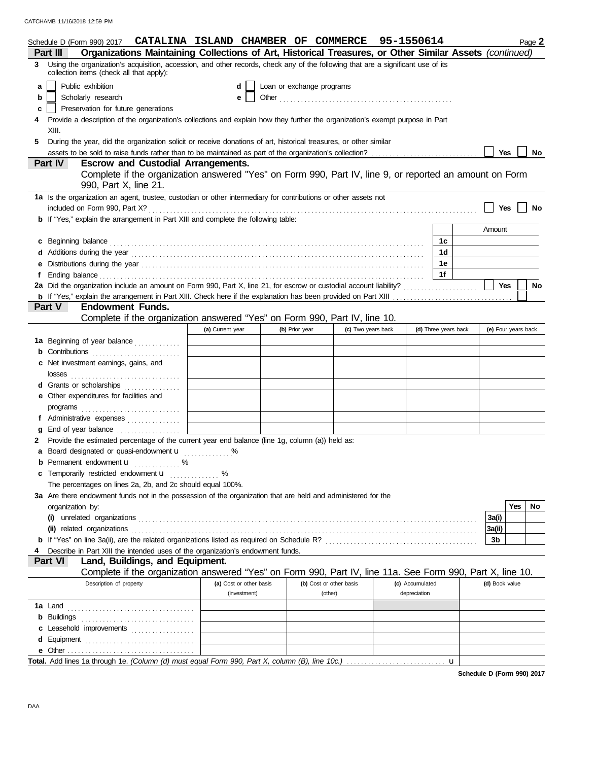Schedule D (Form 990) 2017 **CATALINA ISLAND CHAMBER OF COMMERCE 95-1550614** Page **2**

## Part III Organizations Maintaining Collections of Art, Historical Treasures, or Other Similar Assets *(continued)*

**3** Using the organization's acquisition, accession, and other records, check any of the following that are a significant use of its collection items (check all that apply):

- **a** ☐ Public exhibition
- **b** ☐ Scholarly research
- **c** ☐ Preservation for future generations
- **d** ☐ Loan or exchange programs
- **e** ☐ Other ................................................

**4** Provide a description of the organization's collections and explain how they further the organization's exempt purpose in Part XIII.

**5** During the year, did the organization solicit or receive donations of art, historical treasures, or other similar assets to be sold to raise funds rather than to be maintained as part of the organization's collection? ☐ Yes ☐ No

## Part IV Escrow and Custodial Arrangements.

Complete if the organization answered "Yes" on Form 990, Part IV, line 9, or reported an amount on Form 990, Part X, line 21.

**1a** Is the organization an agent, trustee, custodian or other intermediary for contributions or other assets not included on Form 990, Part X? ☐ Yes ☐ No

**b** If "Yes," explain the arrangement in Part XIII and complete the following table:

| | | Amount |
|---|---|---|
| **c** Beginning balance | 1c | |
| **d** Additions during the year | 1d | |
| **e** Distributions during the year | 1e | |
| **f** Ending balance | 1f | |

**2a** Did the organization include an amount on Form 990, Part X, line 21, for escrow or custodial account liability? ☐ Yes ☐ No

**b** If "Yes," explain the arrangement in Part XIII. Check here if the explanation has been provided on Part XIII ☐

## Part V Endowment Funds.

Complete if the organization answered "Yes" on Form 990, Part IV, line 10.

| | (a) Current year | (b) Prior year | (c) Two years back | (d) Three years back | (e) Four years back |
|---|---|---|---|---|---|
| **1a** Beginning of year balance | | | | | |
| **b** Contributions | | | | | |
| **c** Net investment earnings, gains, and losses | | | | | |
| **d** Grants or scholarships | | | | | |
| **e** Other expenditures for facilities and programs | | | | | |
| **f** Administrative expenses | | | | | |
| **g** End of year balance | | | | | |

**2** Provide the estimated percentage of the current year end balance (line 1g, column (a)) held as:

- **a** Board designated or quasi-endowment u .............. %
- **b** Permanent endowment u ............. %
- **c** Temporarily restricted endowment u .............. %

The percentages on lines 2a, 2b, and 2c should equal 100%.

**3a** Are there endowment funds not in the possession of the organization that are held and administered for the organization by:

| | | Yes | No |
|---|---|---|---|
| **(i)** unrelated organizations | 3a(i) | | |
| **(ii)** related organizations | 3a(ii) | | |
| **b** If "Yes" on line 3a(ii), are the related organizations listed as required on Schedule R? | 3b | | |

**4** Describe in Part XIII the intended uses of the organization's endowment funds.

## Part VI Land, Buildings, and Equipment.

Complete if the organization answered "Yes" on Form 990, Part IV, line 11a. See Form 990, Part X, line 10.

| Description of property | (a) Cost or other basis (investment) | (b) Cost or other basis (other) | (c) Accumulated depreciation | (d) Book value |
|---|---|---|---|---|
| **1a** Land | | | | |
| **b** Buildings | | | | |
| **c** Leasehold improvements | | | | |
| **d** Equipment | | | | |
| **e** Other | | | | |

**Total.** Add lines 1a through 1e. *(Column (d) must equal Form 990, Part X, column (B), line 10c.)* u

**Schedule D (Form 990) 2017**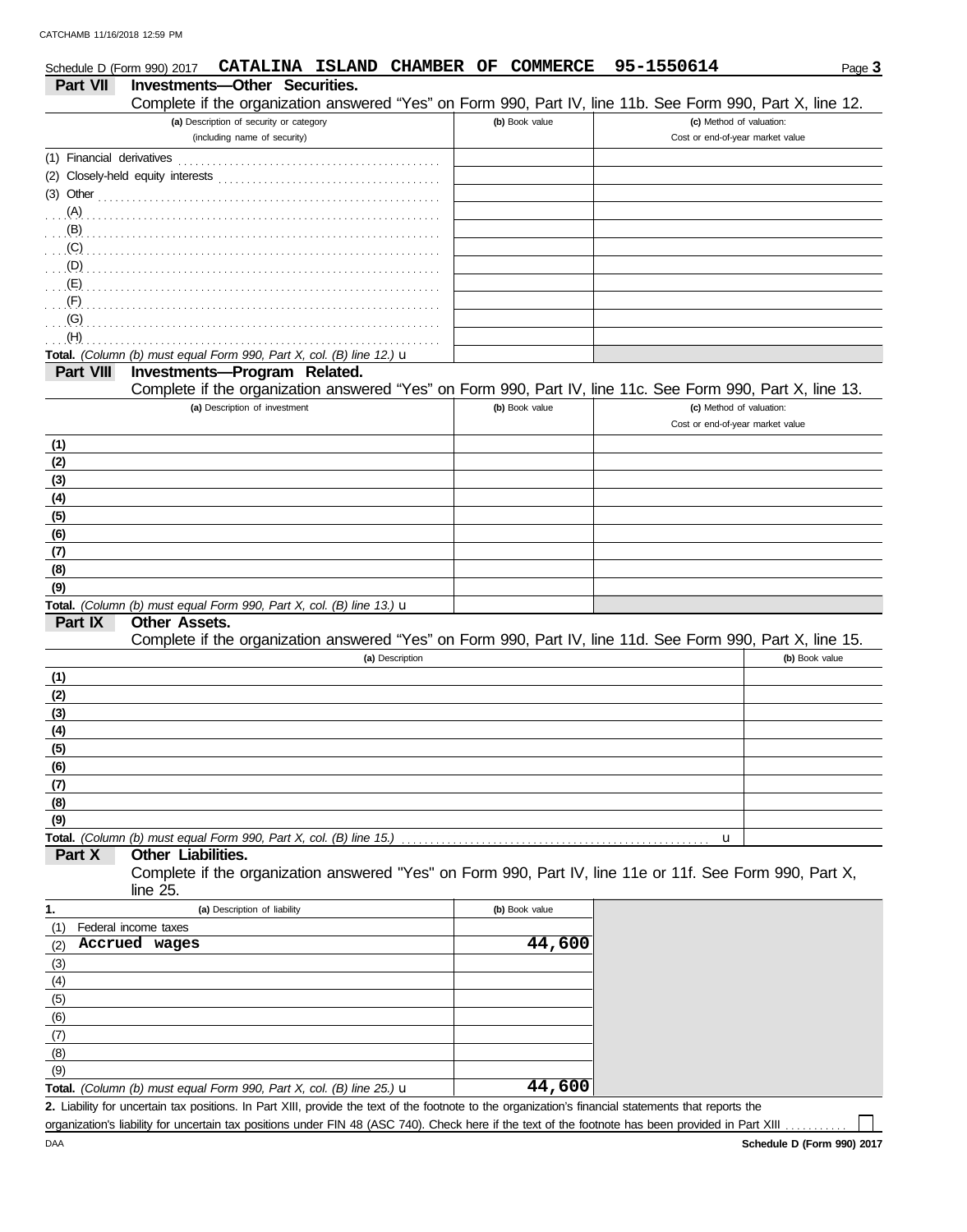Schedule D (Form 990) 2017 **CATALINA ISLAND CHAMBER OF COMMERCE 95-1550614** Page **3**

## Part VII Investments—Other Securities.

Complete if the organization answered "Yes" on Form 990, Part IV, line 11b. See Form 990, Part X, line 12.

| (a) Description of security or category (including name of security) | (b) Book value | (c) Method of valuation: Cost or end-of-year market value |
|---|---|---|
| (1) Financial derivatives | | |
| (2) Closely-held equity interests | | |
| (3) Other | | |
| (A) | | |
| (B) | | |
| (C) | | |
| (D) | | |
| (E) | | |
| (F) | | |
| (G) | | |
| (H) | | |
| **Total.** *(Column (b) must equal Form 990, Part X, col. (B) line 12.)* u | | |

## Part VIII Investments—Program Related.

Complete if the organization answered "Yes" on Form 990, Part IV, line 11c. See Form 990, Part X, line 13.

| (a) Description of investment | (b) Book value | (c) Method of valuation: Cost or end-of-year market value |
|---|---|---|
| **(1)** | | |
| **(2)** | | |
| **(3)** | | |
| **(4)** | | |
| **(5)** | | |
| **(6)** | | |
| **(7)** | | |
| **(8)** | | |
| **(9)** | | |
| **Total.** *(Column (b) must equal Form 990, Part X, col. (B) line 13.)* u | | |

## Part IX Other Assets.

Complete if the organization answered "Yes" on Form 990, Part IV, line 11d. See Form 990, Part X, line 15.

| (a) Description | (b) Book value |
|---|---|
| **(1)** | |
| **(2)** | |
| **(3)** | |
| **(4)** | |
| **(5)** | |
| **(6)** | |
| **(7)** | |
| **(8)** | |
| **(9)** | |
| **Total.** *(Column (b) must equal Form 990, Part X, col. (B) line 15.)* u | |

## Part X Other Liabilities.

Complete if the organization answered "Yes" on Form 990, Part IV, line 11e or 11f. See Form 990, Part X, line 25.

| 1. (a) Description of liability | (b) Book value |
|---|---|
| (1) Federal income taxes | |
| (2) **Accrued wages** | **44,600** |
| (3) | |
| (4) | |
| (5) | |
| (6) | |
| (7) | |
| (8) | |
| (9) | |
| **Total.** *(Column (b) must equal Form 990, Part X, col. (B) line 25.)* u | **44,600** |

**2.** Liability for uncertain tax positions. In Part XIII, provide the text of the footnote to the organization's financial statements that reports the organization's liability for uncertain tax positions under FIN 48 (ASC 740). Check here if the text of the footnote has been provided in Part XIII ☐

DAA **Schedule D (Form 990) 2017**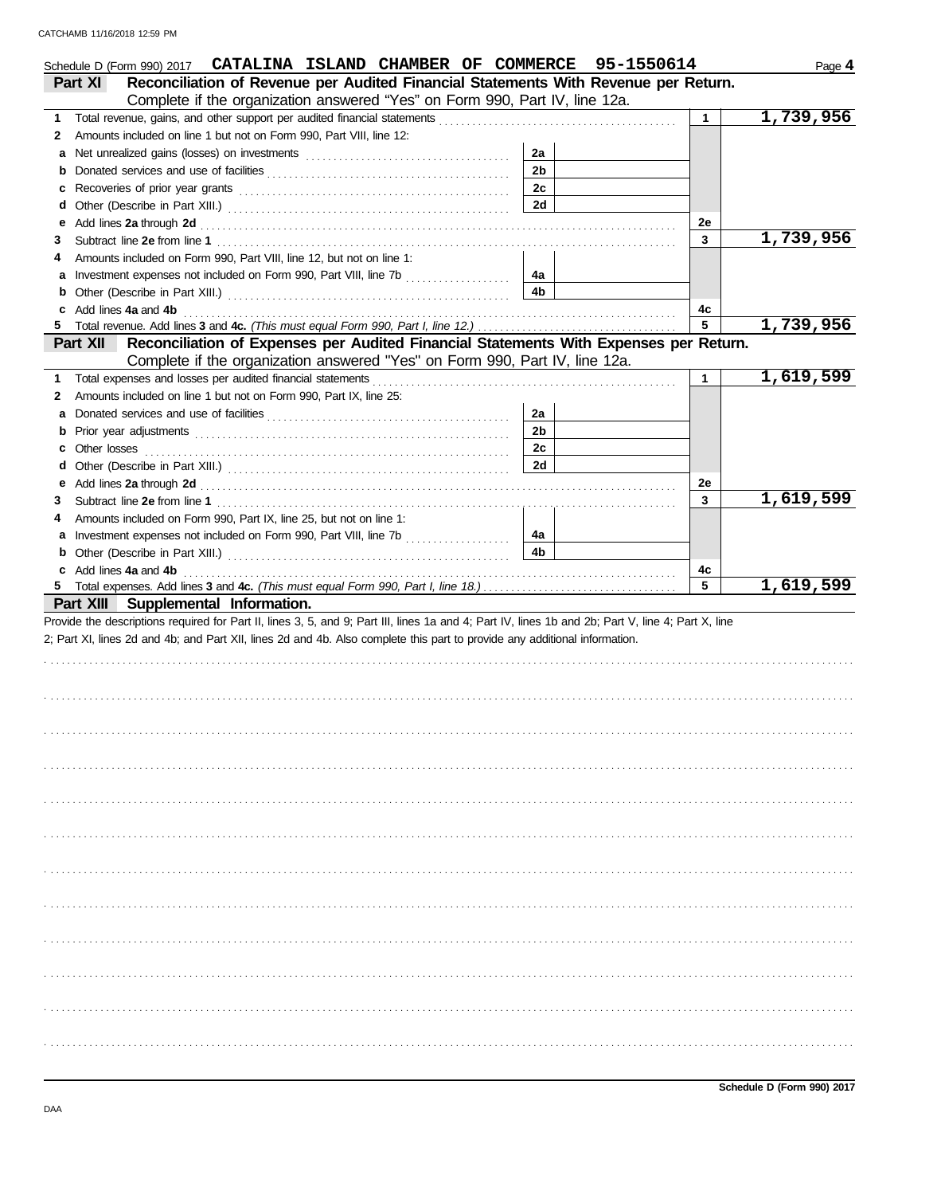Schedule D (Form 990) 2017 **CATALINA ISLAND CHAMBER OF COMMERCE 95-1550614** Page **4**

## Part XI Reconciliation of Revenue per Audited Financial Statements With Revenue per Return.

Complete if the organization answered "Yes" on Form 990, Part IV, line 12a.

| | | | | | |
|---|---|---|---|---|---|
| **1** | Total revenue, gains, and other support per audited financial statements | | | 1 | 1,739,956 |
| **2** | Amounts included on line 1 but not on Form 990, Part VIII, line 12: | | | | |
| **a** | Net unrealized gains (losses) on investments | 2a | | | |
| **b** | Donated services and use of facilities | 2b | | | |
| **c** | Recoveries of prior year grants | 2c | | | |
| **d** | Other (Describe in Part XIII.) | 2d | | | |
| **e** | Add lines **2a** through **2d** | | | 2e | |
| **3** | Subtract line **2e** from line **1** | | | 3 | 1,739,956 |
| **4** | Amounts included on Form 990, Part VIII, line 12, but not on line 1: | | | | |
| **a** | Investment expenses not included on Form 990, Part VIII, line 7b | 4a | | | |
| **b** | Other (Describe in Part XIII.) | 4b | | | |
| **c** | Add lines **4a** and **4b** | | | 4c | |
| **5** | Total revenue. Add lines **3** and **4c.** *(This must equal Form 990, Part I, line 12.)* | | | 5 | 1,739,956 |

## Part XII Reconciliation of Expenses per Audited Financial Statements With Expenses per Return.

Complete if the organization answered "Yes" on Form 990, Part IV, line 12a.

| | | | | | |
|---|---|---|---|---|---|
| **1** | Total expenses and losses per audited financial statements | | | 1 | 1,619,599 |
| **2** | Amounts included on line 1 but not on Form 990, Part IX, line 25: | | | | |
| **a** | Donated services and use of facilities | 2a | | | |
| **b** | Prior year adjustments | 2b | | | |
| **c** | Other losses | 2c | | | |
| **d** | Other (Describe in Part XIII.) | 2d | | | |
| **e** | Add lines **2a** through **2d** | | | 2e | |
| **3** | Subtract line **2e** from line **1** | | | 3 | 1,619,599 |
| **4** | Amounts included on Form 990, Part IX, line 25, but not on line 1: | | | | |
| **a** | Investment expenses not included on Form 990, Part VIII, line 7b | 4a | | | |
| **b** | Other (Describe in Part XIII.) | 4b | | | |
| **c** | Add lines **4a** and **4b** | | | 4c | |
| **5** | Total expenses. Add lines **3** and **4c.** *(This must equal Form 990, Part I, line 18.)* | | | 5 | 1,619,599 |

## Part XIII Supplemental Information.

Provide the descriptions required for Part II, lines 3, 5, and 9; Part III, lines 1a and 4; Part IV, lines 1b and 2b; Part V, line 4; Part X, line 2; Part XI, lines 2d and 4b; and Part XII, lines 2d and 4b. Also complete this part to provide any additional information.

**Schedule D (Form 990) 2017**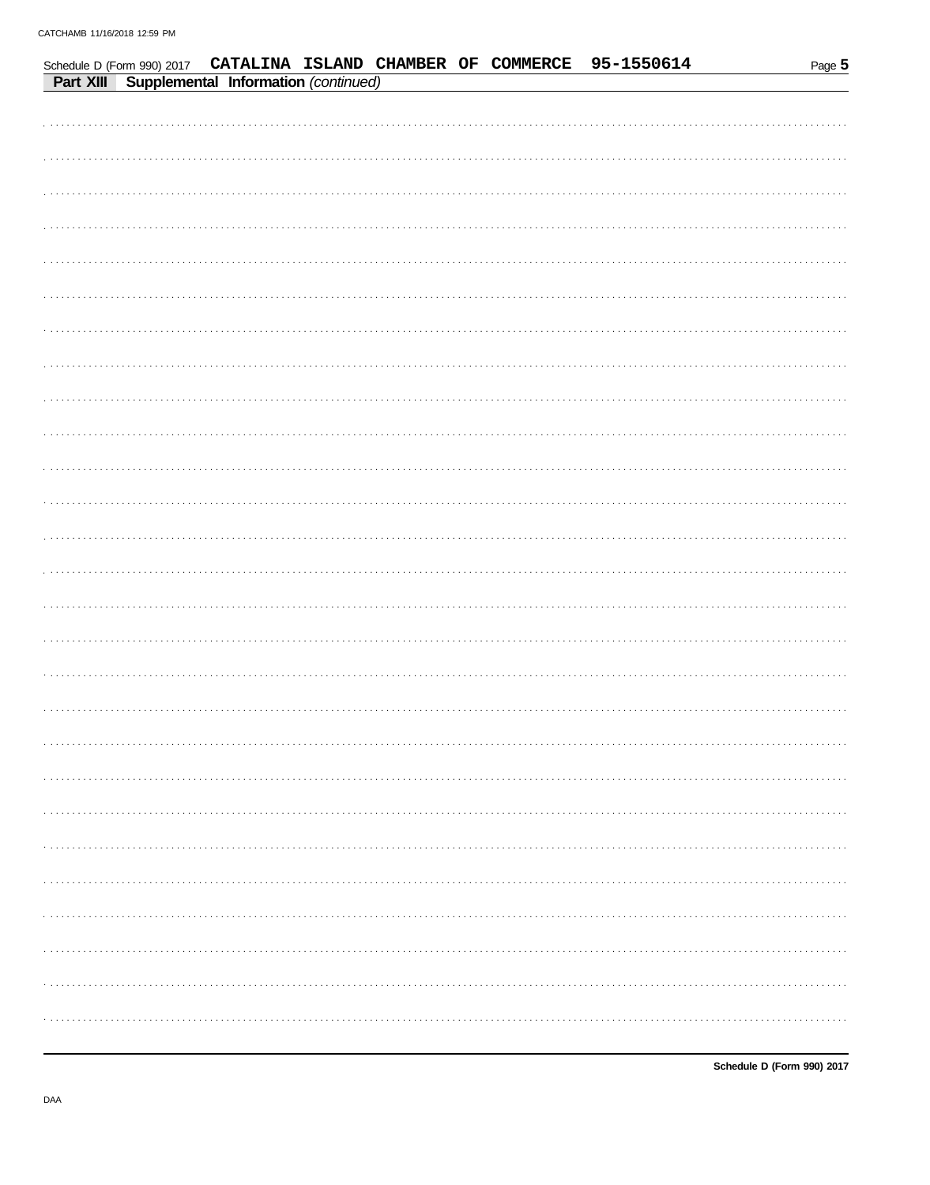Schedule D (Form 990) 2017 **CATALINA ISLAND CHAMBER OF COMMERCE 95-1550614**

**Part XIII Supplemental Information** *(continued)*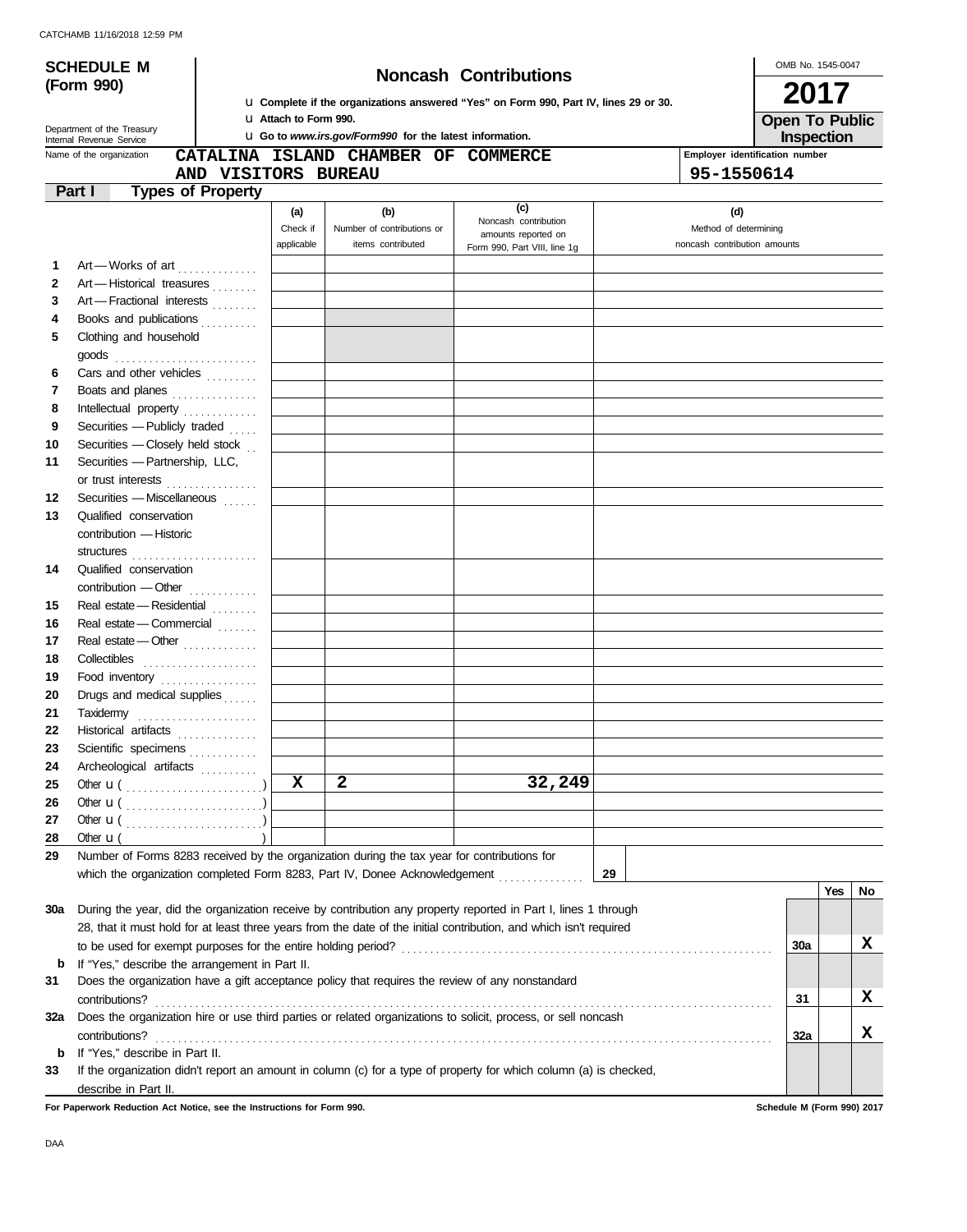CATCHAMB 11/16/2018 12:59 PM

**SCHEDULE M (Form 990)**

Department of the Treasury
Internal Revenue Service

# Noncash Contributions

u Complete if the organizations answered "Yes" on Form 990, Part IV, lines 29 or 30.
u Attach to Form 990.
u Go to *www.irs.gov/Form990* for the latest information.

OMB No. 1545-0047

**2017**

**Open To Public Inspection**

Name of the organization: CATALINA ISLAND CHAMBER OF COMMERCE AND VISITORS BUREAU

Employer identification number: 95-1550614

## Part I Types of Property

| | | (a) Check if applicable | (b) Number of contributions or items contributed | (c) Noncash contribution amounts reported on Form 990, Part VIII, line 1g | (d) Method of determining noncash contribution amounts |
|---|---|---|---|---|---|
| 1 | Art — Works of art | | | | |
| 2 | Art — Historical treasures | | | | |
| 3 | Art — Fractional interests | | | | |
| 4 | Books and publications | | | | |
| 5 | Clothing and household goods | | | | |
| 6 | Cars and other vehicles | | | | |
| 7 | Boats and planes | | | | |
| 8 | Intellectual property | | | | |
| 9 | Securities — Publicly traded | | | | |
| 10 | Securities — Closely held stock | | | | |
| 11 | Securities — Partnership, LLC, or trust interests | | | | |
| 12 | Securities — Miscellaneous | | | | |
| 13 | Qualified conservation contribution — Historic structures | | | | |
| 14 | Qualified conservation contribution — Other | | | | |
| 15 | Real estate — Residential | | | | |
| 16 | Real estate — Commercial | | | | |
| 17 | Real estate — Other | | | | |
| 18 | Collectibles | | | | |
| 19 | Food inventory | | | | |
| 20 | Drugs and medical supplies | | | | |
| 21 | Taxidermy | | | | |
| 22 | Historical artifacts | | | | |
| 23 | Scientific specimens | | | | |
| 24 | Archeological artifacts | | | | |
| 25 | Other u ( ) | X | 2 | 32,249 | |
| 26 | Other u ( ) | | | | |
| 27 | Other u ( ) | | | | |
| 28 | Other u ( ) | | | | |

29 Number of Forms 8283 received by the organization during the tax year for contributions for which the organization completed Form 8283, Part IV, Donee Acknowledgement ..... **29**

| | | | Yes | No |
|---|---|---|---|---|
| 30a | During the year, did the organization receive by contribution any property reported in Part I, lines 1 through 28, that it must hold for at least three years from the date of the initial contribution, and which isn't required to be used for exempt purposes for the entire holding period? | 30a | | X |
| b | If "Yes," describe the arrangement in Part II. | | | |
| 31 | Does the organization have a gift acceptance policy that requires the review of any nonstandard contributions? | 31 | | X |
| 32a | Does the organization hire or use third parties or related organizations to solicit, process, or sell noncash contributions? | 32a | | X |
| b | If "Yes," describe in Part II. | | | |
| 33 | If the organization didn't report an amount in column (c) for a type of property for which column (a) is checked, describe in Part II. | | | |

**For Paperwork Reduction Act Notice, see the Instructions for Form 990.** **Schedule M (Form 990) 2017**

DAA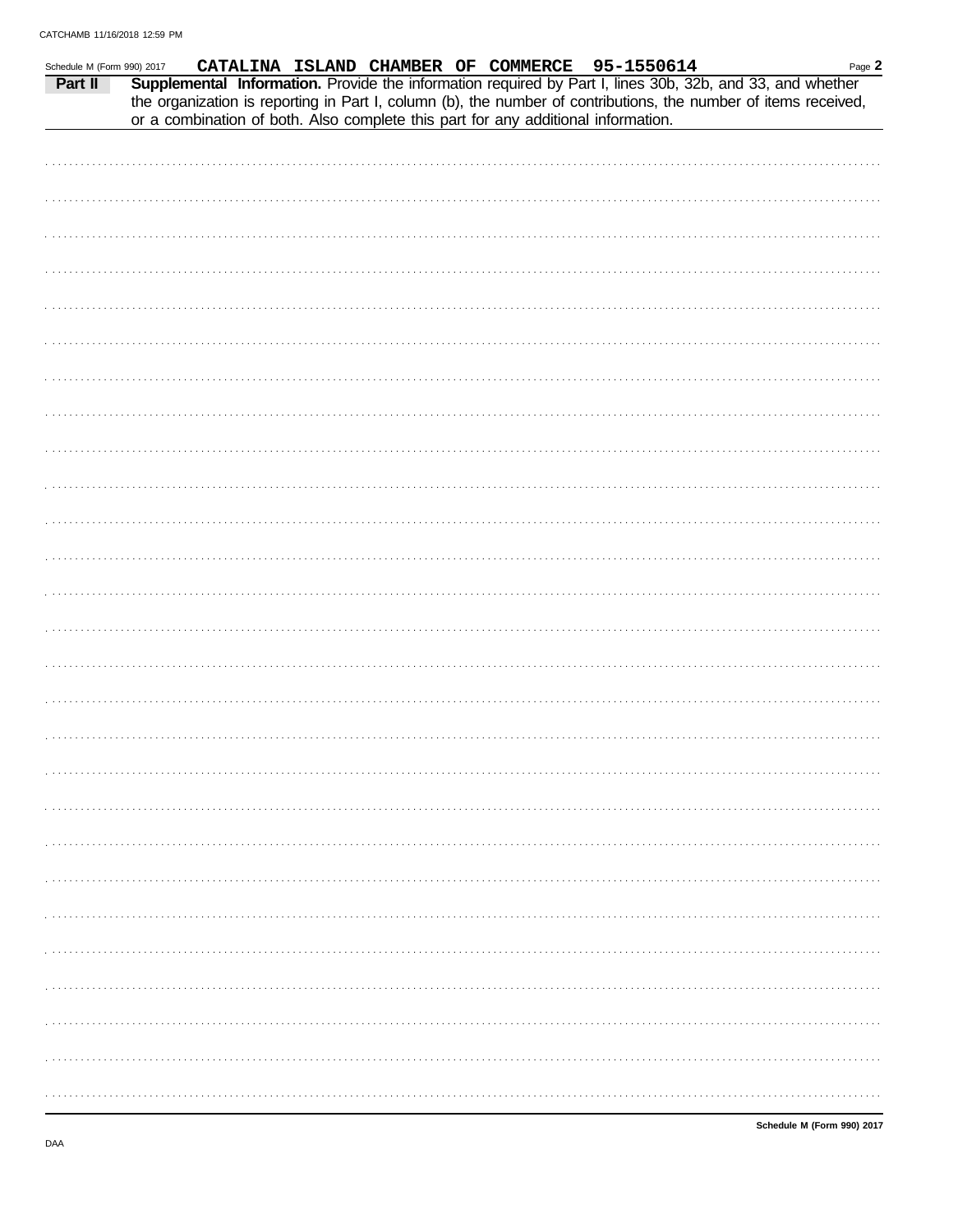Schedule M (Form 990) 2017 CATALINA ISLAND CHAMBER OF COMMERCE 95-1550614 Page **2**

**Part II** **Supplemental Information.** Provide the information required by Part I, lines 30b, 32b, and 33, and whether the organization is reporting in Part I, column (b), the number of contributions, the number of items received, or a combination of both. Also complete this part for any additional information.

**Schedule M (Form 990) 2017**

DAA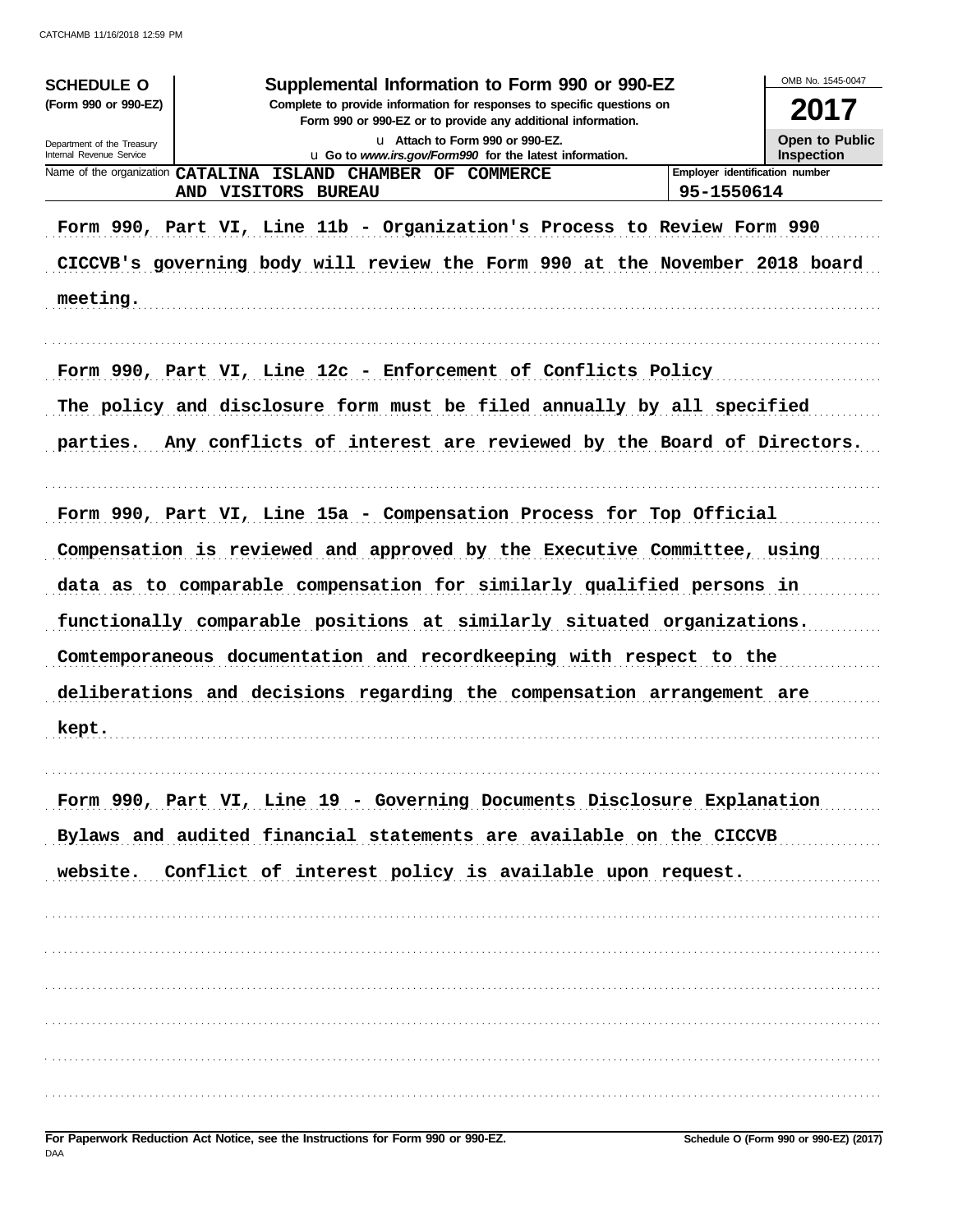**SCHEDULE O** (Form 990 or 990-EZ)

Department of the Treasury
Internal Revenue Service

# Supplemental Information to Form 990 or 990-EZ

**Complete to provide information for responses to specific questions on Form 990 or 990-EZ or to provide any additional information.**

u Attach to Form 990 or 990-EZ.

u Go to *www.irs.gov/Form990* for the latest information.

OMB No. 1545-0047

**2017**

**Open to Public Inspection**

| Name of the organization | Employer identification number |
|---|---|
| CATALINA ISLAND CHAMBER OF COMMERCE AND VISITORS BUREAU | 95-1550614 |

Form 990, Part VI, Line 11b - Organization's Process to Review Form 990

CICCVB's governing body will review the Form 990 at the November 2018 board meeting.

Form 990, Part VI, Line 12c - Enforcement of Conflicts Policy

The policy and disclosure form must be filed annually by all specified parties. Any conflicts of interest are reviewed by the Board of Directors.

Form 990, Part VI, Line 15a - Compensation Process for Top Official

Compensation is reviewed and approved by the Executive Committee, using data as to comparable compensation for similarly qualified persons in functionally comparable positions at similarly situated organizations. Comtemporaneous documentation and recordkeeping with respect to the deliberations and decisions regarding the compensation arrangement are kept.

Form 990, Part VI, Line 19 - Governing Documents Disclosure Explanation

Bylaws and audited financial statements are available on the CICCVB website. Conflict of interest policy is available upon request.

**For Paperwork Reduction Act Notice, see the Instructions for Form 990 or 990-EZ.** **Schedule O (Form 990 or 990-EZ) (2017)**